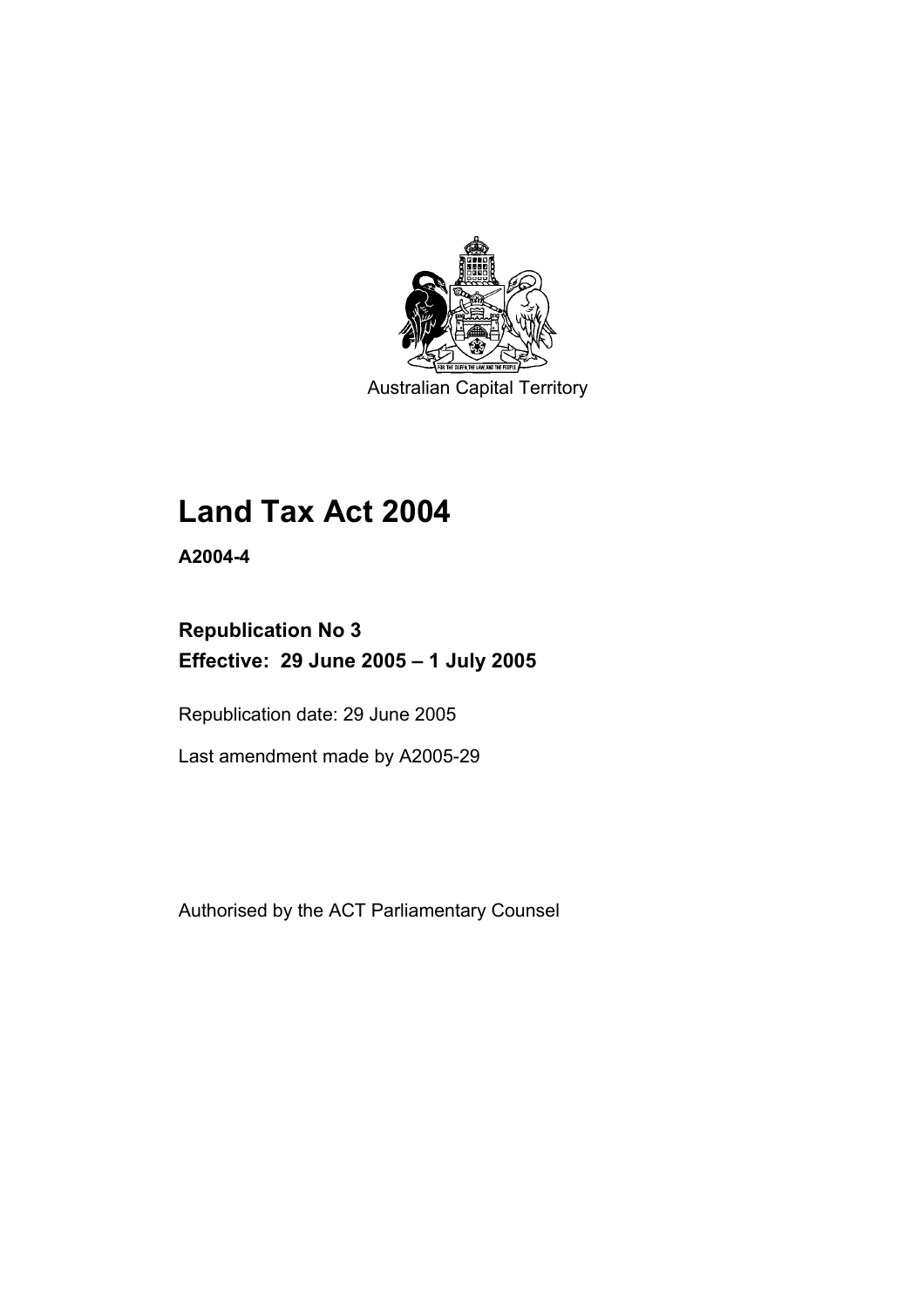Australian Capital Territory

# Land Tax Act 2004

**A2004-4**

## Republication No 3
## Effective: 29 June 2005 – 1 July 2005

Republication date: 29 June 2005

Last amendment made by A2005-29

Authorised by the ACT Parliamentary Counsel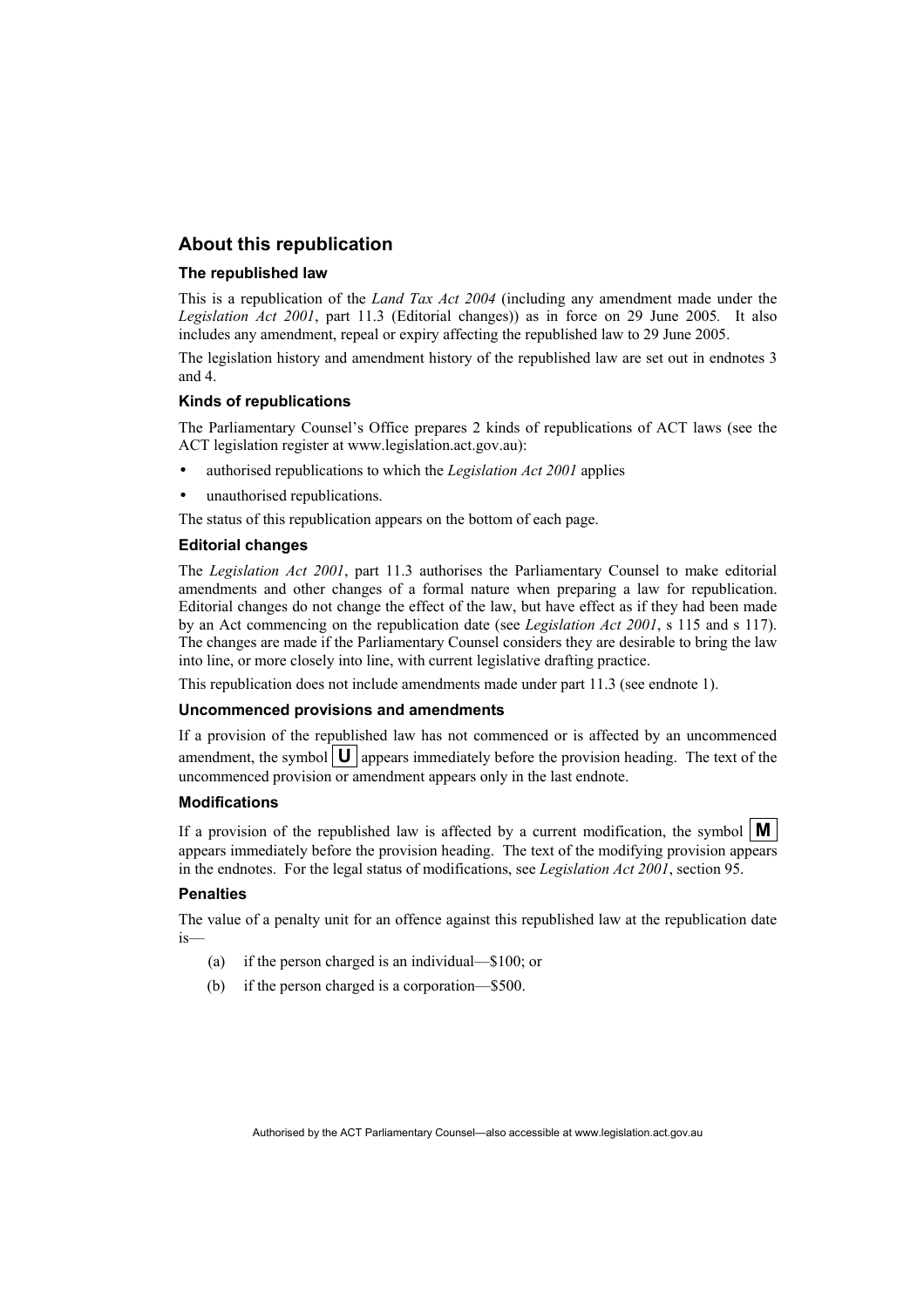## About this republication

### The republished law

This is a republication of the *Land Tax Act 2004* (including any amendment made under the *Legislation Act 2001*, part 11.3 (Editorial changes)) as in force on 29 June 2005*.* It also includes any amendment, repeal or expiry affecting the republished law to 29 June 2005.

The legislation history and amendment history of the republished law are set out in endnotes 3 and 4.

### Kinds of republications

The Parliamentary Counsel's Office prepares 2 kinds of republications of ACT laws (see the ACT legislation register at www.legislation.act.gov.au):

- authorised republications to which the *Legislation Act 2001* applies
- unauthorised republications.

The status of this republication appears on the bottom of each page.

### Editorial changes

The *Legislation Act 2001*, part 11.3 authorises the Parliamentary Counsel to make editorial amendments and other changes of a formal nature when preparing a law for republication. Editorial changes do not change the effect of the law, but have effect as if they had been made by an Act commencing on the republication date (see *Legislation Act 2001*, s 115 and s 117). The changes are made if the Parliamentary Counsel considers they are desirable to bring the law into line, or more closely into line, with current legislative drafting practice.

This republication does not include amendments made under part 11.3 (see endnote 1).

### Uncommenced provisions and amendments

If a provision of the republished law has not commenced or is affected by an uncommenced amendment, the symbol **U** appears immediately before the provision heading. The text of the uncommenced provision or amendment appears only in the last endnote.

### Modifications

If a provision of the republished law is affected by a current modification, the symbol **M** appears immediately before the provision heading. The text of the modifying provision appears in the endnotes. For the legal status of modifications, see *Legislation Act 2001*, section 95.

### Penalties

The value of a penalty unit for an offence against this republished law at the republication date is—

(a) if the person charged is an individual—$100; or

(b) if the person charged is a corporation—$500.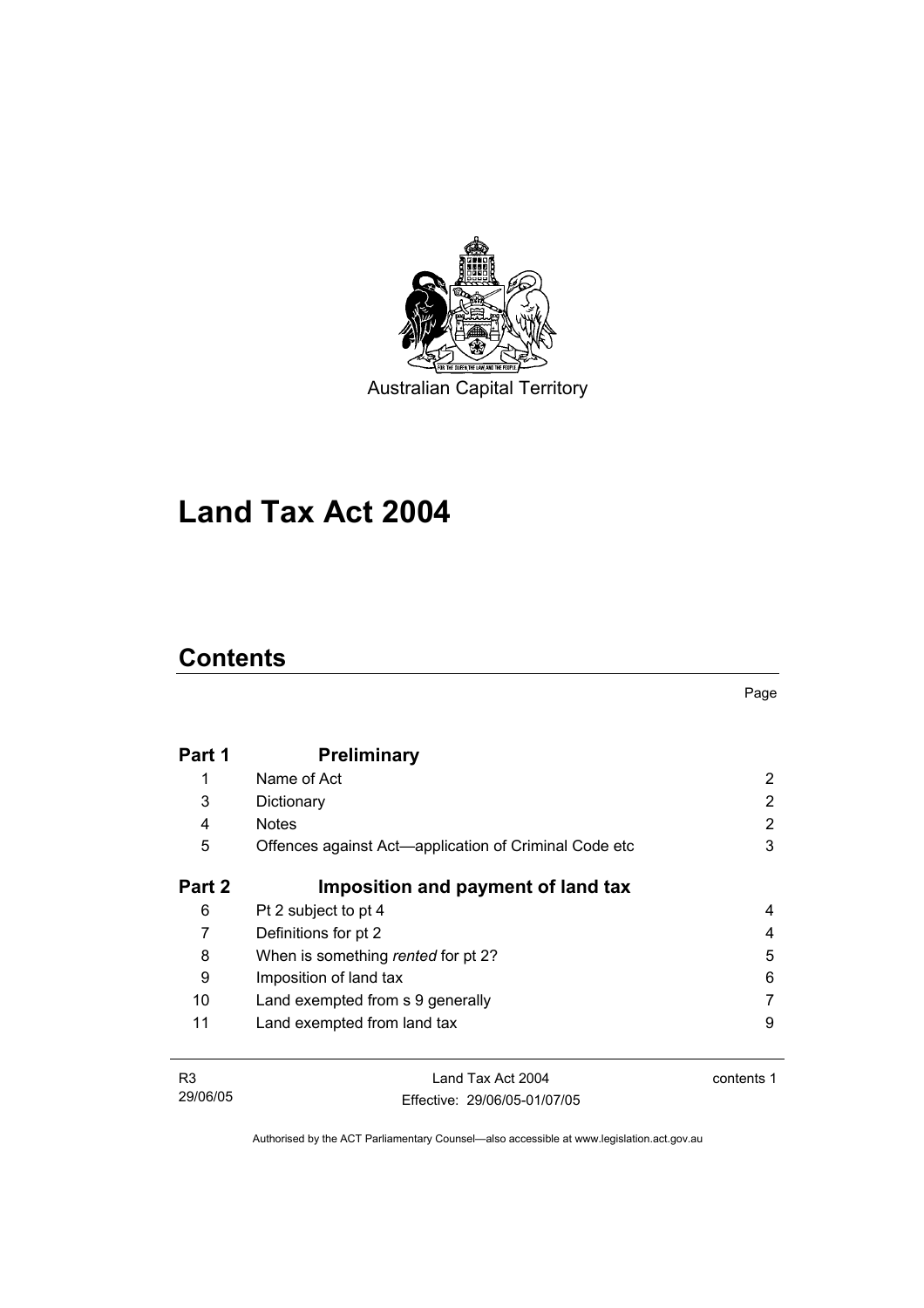Australian Capital Territory

# Land Tax Act 2004

## Contents

Page

| | | |
|---|---|---|
| **Part 1** | **Preliminary** | |
| 1 | Name of Act | 2 |
| 3 | Dictionary | 2 |
| 4 | Notes | 2 |
| 5 | Offences against Act—application of Criminal Code etc | 3 |
| **Part 2** | **Imposition and payment of land tax** | |
| 6 | Pt 2 subject to pt 4 | 4 |
| 7 | Definitions for pt 2 | 4 |
| 8 | When is something *rented* for pt 2? | 5 |
| 9 | Imposition of land tax | 6 |
| 10 | Land exempted from s 9 generally | 7 |
| 11 | Land exempted from land tax | 9 |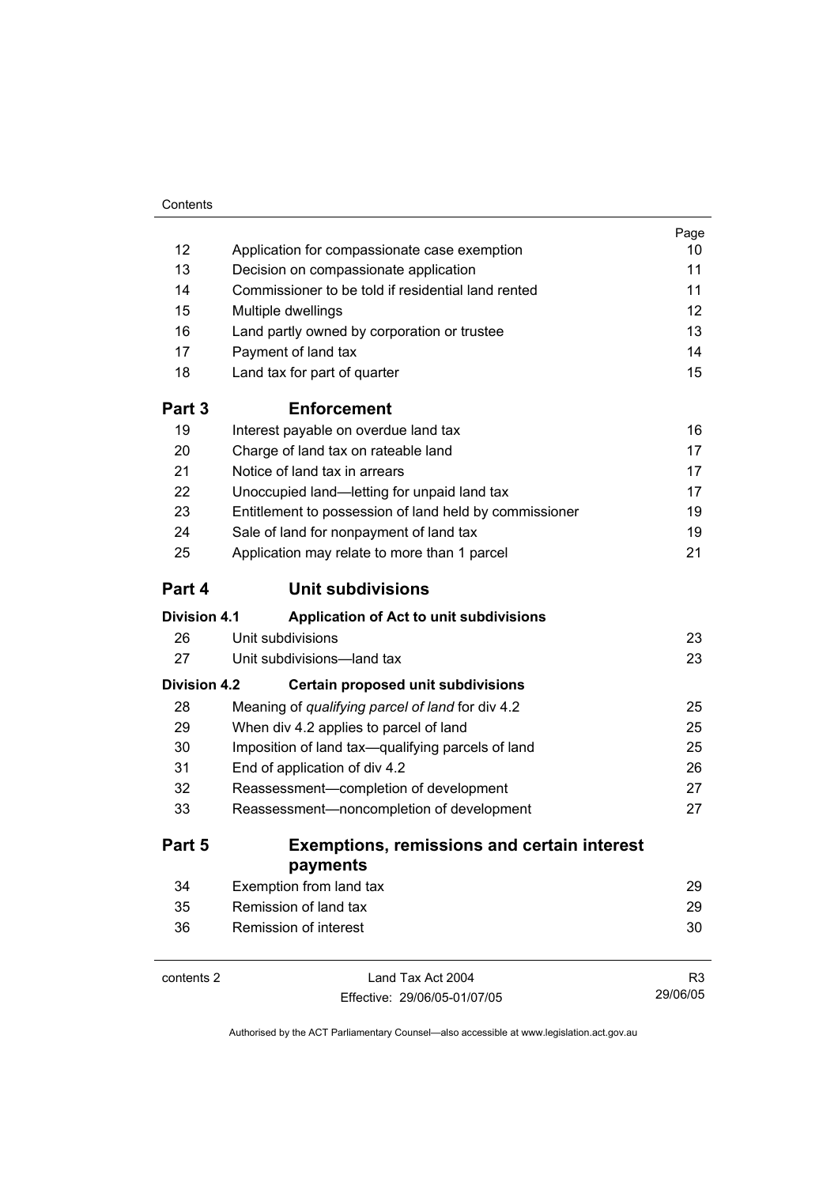| | | Page |
|---|---|---|
| 12 | Application for compassionate case exemption | 10 |
| 13 | Decision on compassionate application | 11 |
| 14 | Commissioner to be told if residential land rented | 11 |
| 15 | Multiple dwellings | 12 |
| 16 | Land partly owned by corporation or trustee | 13 |
| 17 | Payment of land tax | 14 |
| 18 | Land tax for part of quarter | 15 |
| **Part 3** | **Enforcement** | |
| 19 | Interest payable on overdue land tax | 16 |
| 20 | Charge of land tax on rateable land | 17 |
| 21 | Notice of land tax in arrears | 17 |
| 22 | Unoccupied land—letting for unpaid land tax | 17 |
| 23 | Entitlement to possession of land held by commissioner | 19 |
| 24 | Sale of land for nonpayment of land tax | 19 |
| 25 | Application may relate to more than 1 parcel | 21 |
| **Part 4** | **Unit subdivisions** | |
| **Division 4.1** | **Application of Act to unit subdivisions** | |
| 26 | Unit subdivisions | 23 |
| 27 | Unit subdivisions—land tax | 23 |
| **Division 4.2** | **Certain proposed unit subdivisions** | |
| 28 | Meaning of *qualifying parcel of land* for div 4.2 | 25 |
| 29 | When div 4.2 applies to parcel of land | 25 |
| 30 | Imposition of land tax—qualifying parcels of land | 25 |
| 31 | End of application of div 4.2 | 26 |
| 32 | Reassessment—completion of development | 27 |
| 33 | Reassessment—noncompletion of development | 27 |
| **Part 5** | **Exemptions, remissions and certain interest payments** | |
| 34 | Exemption from land tax | 29 |
| 35 | Remission of land tax | 29 |
| 36 | Remission of interest | 30 |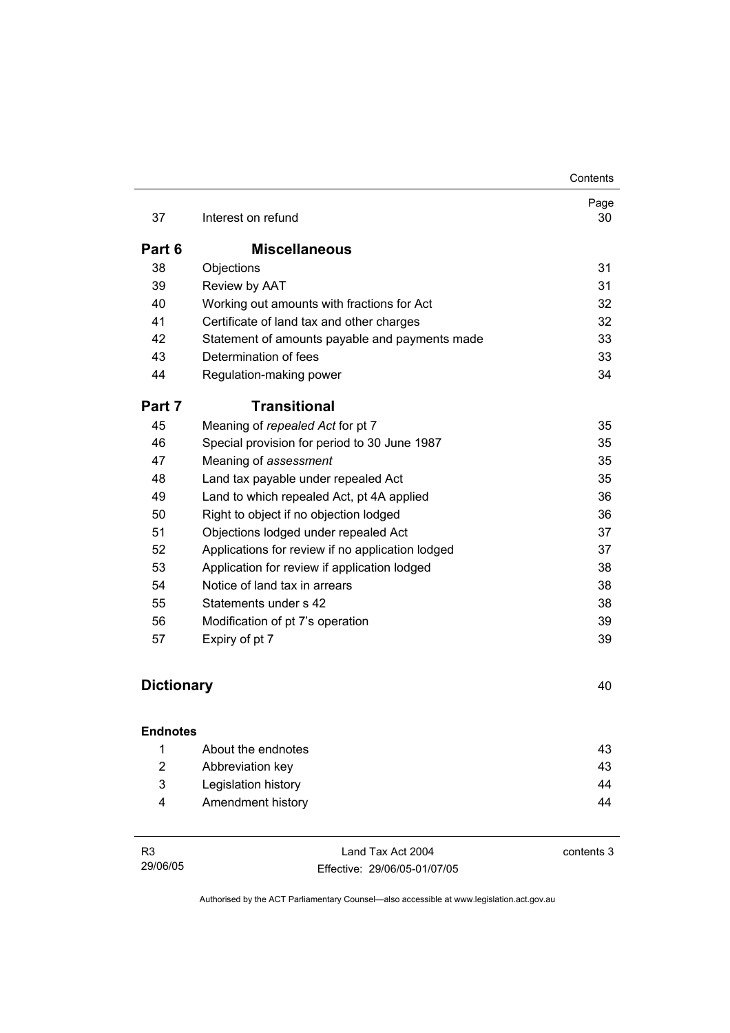| | | Page |
|---|---|---|
| 37 | Interest on refund | 30 |
| **Part 6** | **Miscellaneous** | |
| 38 | Objections | 31 |
| 39 | Review by AAT | 31 |
| 40 | Working out amounts with fractions for Act | 32 |
| 41 | Certificate of land tax and other charges | 32 |
| 42 | Statement of amounts payable and payments made | 33 |
| 43 | Determination of fees | 33 |
| 44 | Regulation-making power | 34 |
| **Part 7** | **Transitional** | |
| 45 | Meaning of *repealed Act* for pt 7 | 35 |
| 46 | Special provision for period to 30 June 1987 | 35 |
| 47 | Meaning of *assessment* | 35 |
| 48 | Land tax payable under repealed Act | 35 |
| 49 | Land to which repealed Act, pt 4A applied | 36 |
| 50 | Right to object if no objection lodged | 36 |
| 51 | Objections lodged under repealed Act | 37 |
| 52 | Applications for review if no application lodged | 37 |
| 53 | Application for review if application lodged | 38 |
| 54 | Notice of land tax in arrears | 38 |
| 55 | Statements under s 42 | 38 |
| 56 | Modification of pt 7's operation | 39 |
| 57 | Expiry of pt 7 | 39 |

**Dictionary** 40

**Endnotes**

| | | |
|---|---|---|
| 1 | About the endnotes | 43 |
| 2 | Abbreviation key | 43 |
| 3 | Legislation history | 44 |
| 4 | Amendment history | 44 |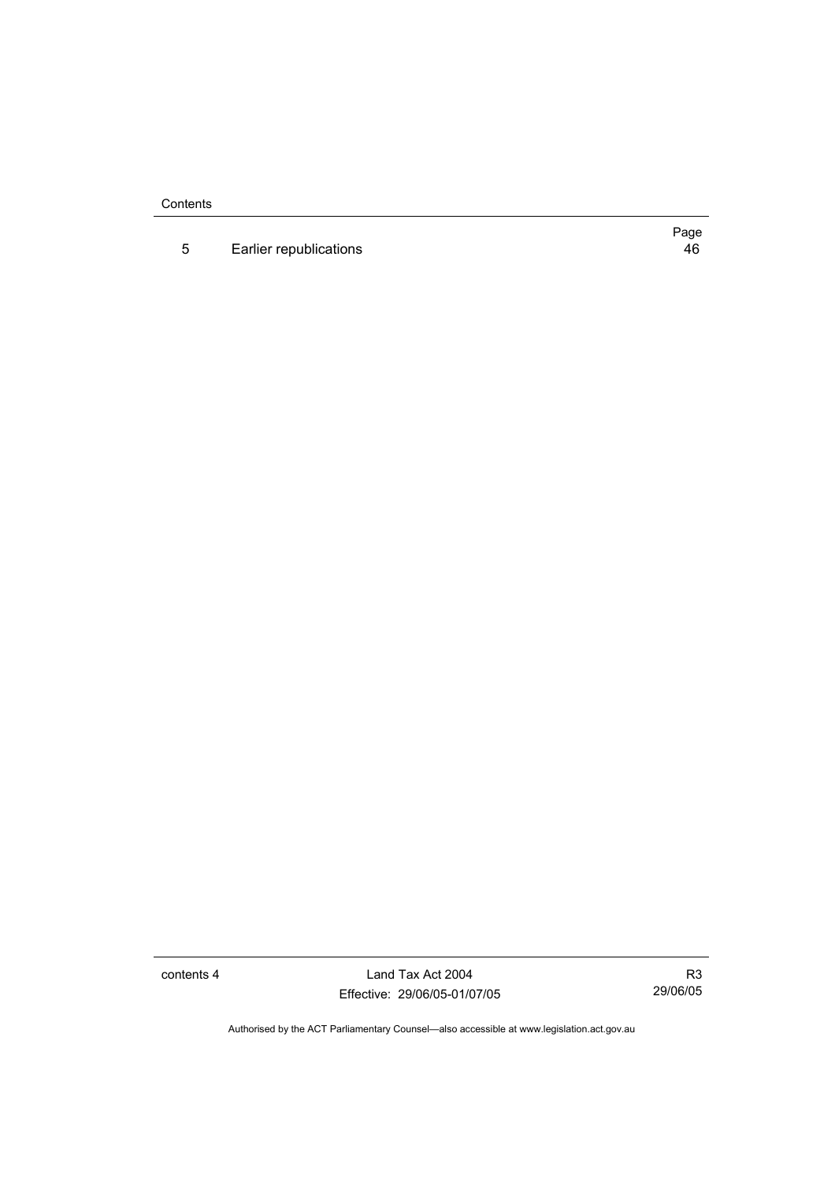| | | Page |
|---|---|---|
| 5 | Earlier republications | 46 |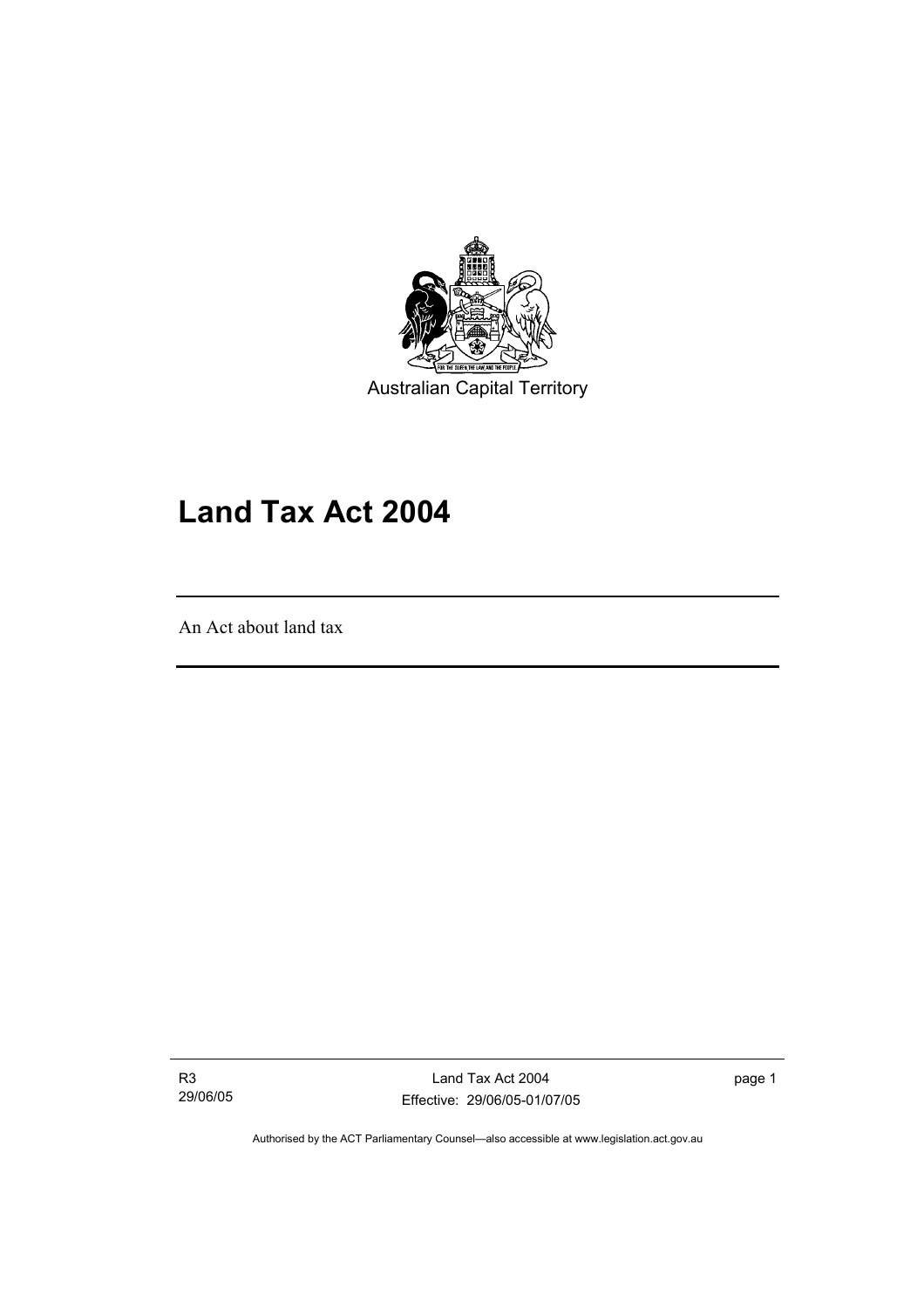Australian Capital Territory

# Land Tax Act 2004

An Act about land tax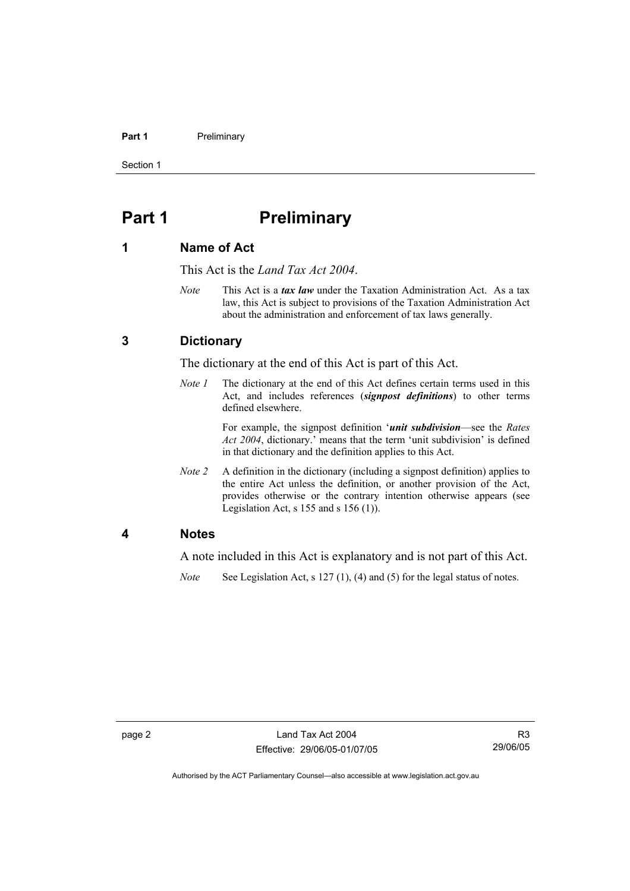# Part 1 Preliminary

## 1 Name of Act

This Act is the *Land Tax Act 2004*.

*Note* This Act is a ***tax law*** under the Taxation Administration Act. As a tax law, this Act is subject to provisions of the Taxation Administration Act about the administration and enforcement of tax laws generally.

## 3 Dictionary

The dictionary at the end of this Act is part of this Act.

*Note 1* The dictionary at the end of this Act defines certain terms used in this Act, and includes references (***signpost definitions***) to other terms defined elsewhere.

For example, the signpost definition '***unit subdivision***—see the *Rates Act 2004*, dictionary.' means that the term 'unit subdivision' is defined in that dictionary and the definition applies to this Act.

*Note 2* A definition in the dictionary (including a signpost definition) applies to the entire Act unless the definition, or another provision of the Act, provides otherwise or the contrary intention otherwise appears (see Legislation Act, s 155 and s 156 (1)).

## 4 Notes

A note included in this Act is explanatory and is not part of this Act.

*Note* See Legislation Act, s 127 (1), (4) and (5) for the legal status of notes.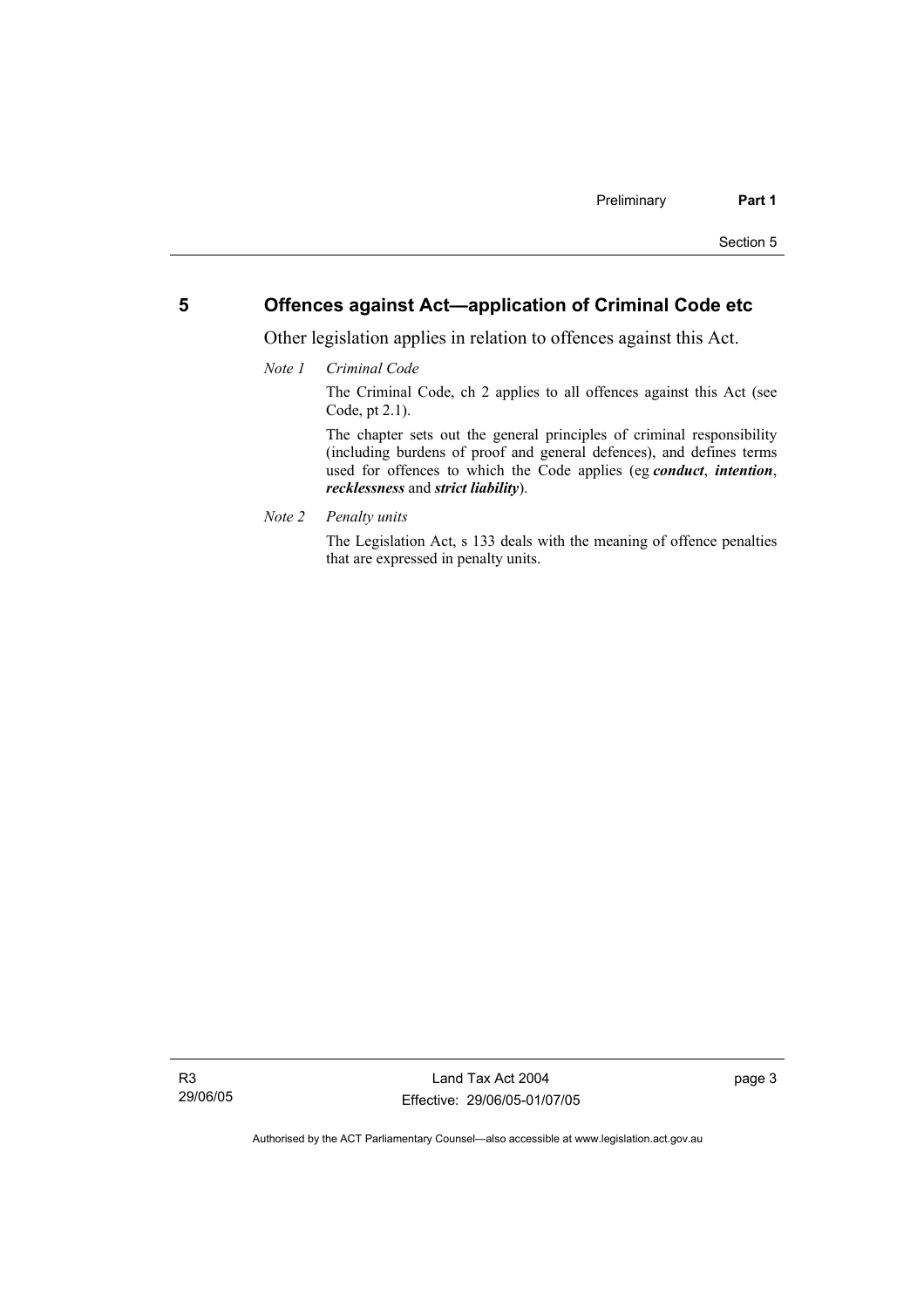## 5 Offences against Act—application of Criminal Code etc

Other legislation applies in relation to offences against this Act.

*Note 1 Criminal Code*

The Criminal Code, ch 2 applies to all offences against this Act (see Code, pt 2.1).

The chapter sets out the general principles of criminal responsibility (including burdens of proof and general defences), and defines terms used for offences to which the Code applies (eg ***conduct***, ***intention***, ***recklessness*** and ***strict liability***).

*Note 2 Penalty units*

The Legislation Act, s 133 deals with the meaning of offence penalties that are expressed in penalty units.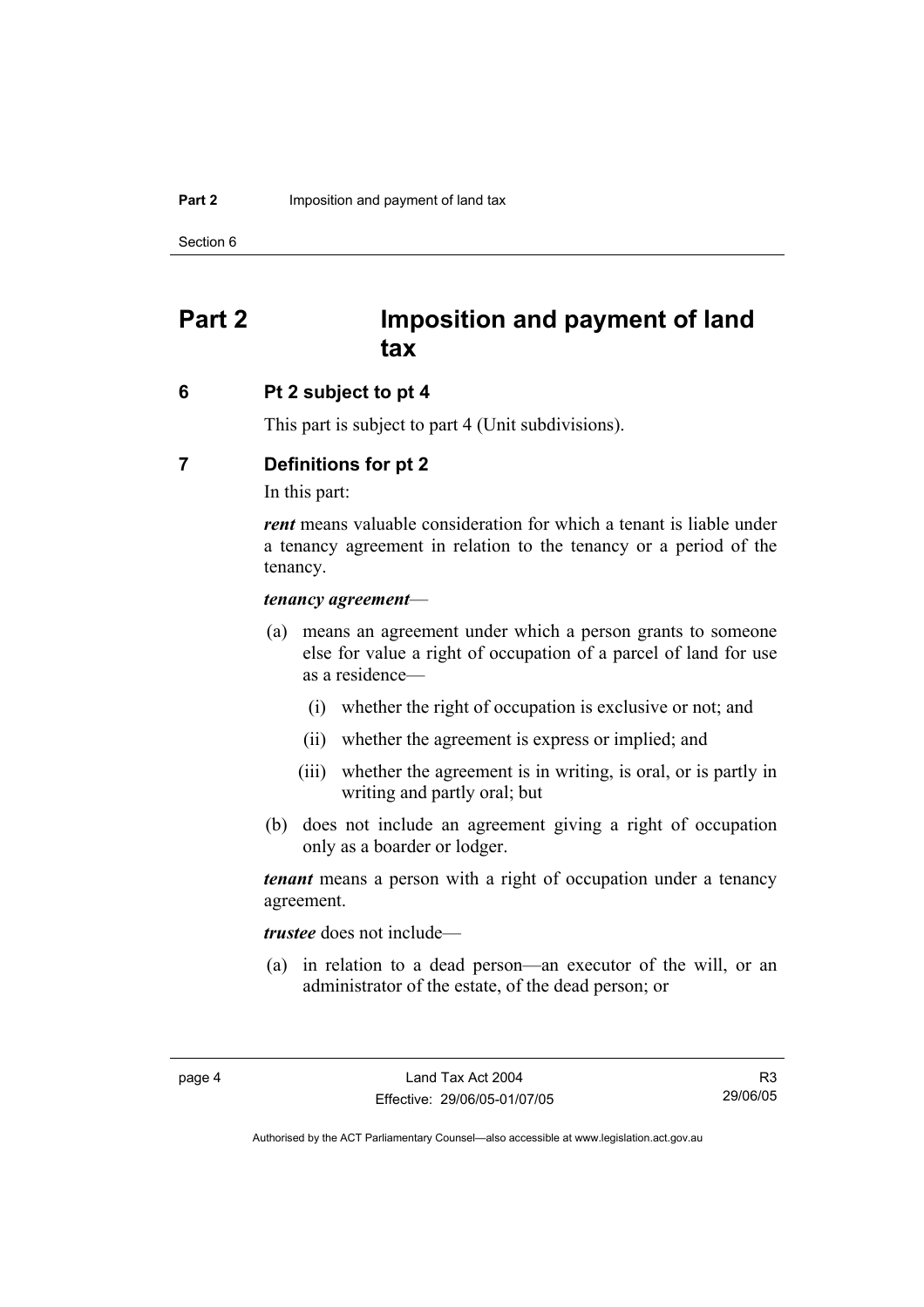# Part 2 Imposition and payment of land tax

## 6 Pt 2 subject to pt 4

This part is subject to part 4 (Unit subdivisions).

## 7 Definitions for pt 2

In this part:

***rent*** means valuable consideration for which a tenant is liable under a tenancy agreement in relation to the tenancy or a period of the tenancy.

***tenancy agreement***—

(a) means an agreement under which a person grants to someone else for value a right of occupation of a parcel of land for use as a residence—

  (i) whether the right of occupation is exclusive or not; and

  (ii) whether the agreement is express or implied; and

  (iii) whether the agreement is in writing, is oral, or is partly in writing and partly oral; but

(b) does not include an agreement giving a right of occupation only as a boarder or lodger.

***tenant*** means a person with a right of occupation under a tenancy agreement.

***trustee*** does not include—

(a) in relation to a dead person—an executor of the will, or an administrator of the estate, of the dead person; or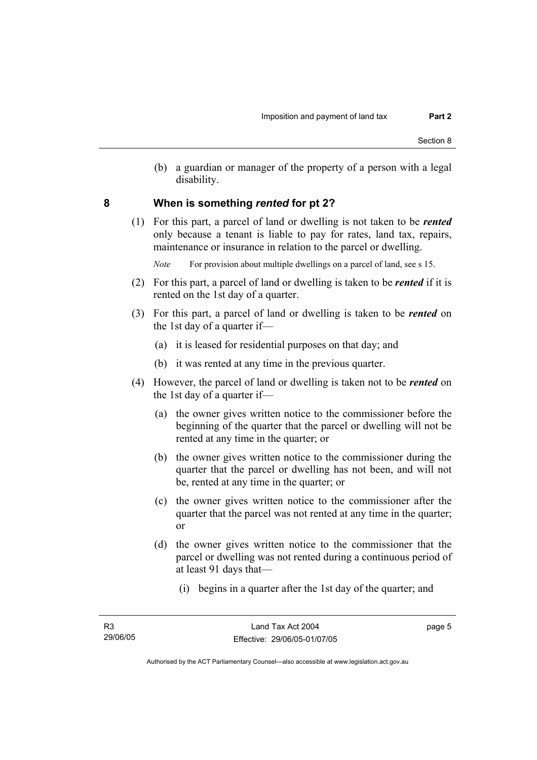(b) a guardian or manager of the property of a person with a legal disability.

## 8 When is something *rented* for pt 2?

(1) For this part, a parcel of land or dwelling is not taken to be ***rented*** only because a tenant is liable to pay for rates, land tax, repairs, maintenance or insurance in relation to the parcel or dwelling.

*Note* For provision about multiple dwellings on a parcel of land, see s 15.

(2) For this part, a parcel of land or dwelling is taken to be ***rented*** if it is rented on the 1st day of a quarter.

(3) For this part, a parcel of land or dwelling is taken to be ***rented*** on the 1st day of a quarter if—

(a) it is leased for residential purposes on that day; and

(b) it was rented at any time in the previous quarter.

(4) However, the parcel of land or dwelling is taken not to be ***rented*** on the 1st day of a quarter if—

(a) the owner gives written notice to the commissioner before the beginning of the quarter that the parcel or dwelling will not be rented at any time in the quarter; or

(b) the owner gives written notice to the commissioner during the quarter that the parcel or dwelling has not been, and will not be, rented at any time in the quarter; or

(c) the owner gives written notice to the commissioner after the quarter that the parcel was not rented at any time in the quarter; or

(d) the owner gives written notice to the commissioner that the parcel or dwelling was not rented during a continuous period of at least 91 days that—

(i) begins in a quarter after the 1st day of the quarter; and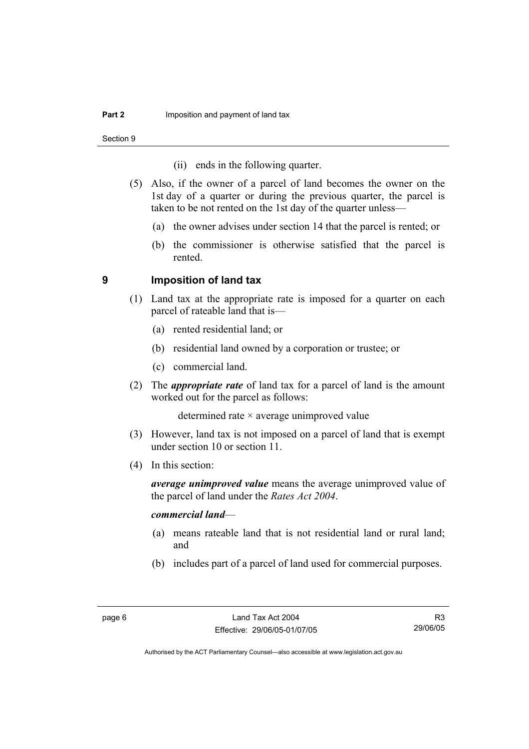(ii) ends in the following quarter.

(5) Also, if the owner of a parcel of land becomes the owner on the 1st day of a quarter or during the previous quarter, the parcel is taken to be not rented on the 1st day of the quarter unless—

(a) the owner advises under section 14 that the parcel is rented; or

(b) the commissioner is otherwise satisfied that the parcel is rented.

## 9 Imposition of land tax

(1) Land tax at the appropriate rate is imposed for a quarter on each parcel of rateable land that is—

(a) rented residential land; or

(b) residential land owned by a corporation or trustee; or

(c) commercial land.

(2) The ***appropriate rate*** of land tax for a parcel of land is the amount worked out for the parcel as follows:

determined rate × average unimproved value

(3) However, land tax is not imposed on a parcel of land that is exempt under section 10 or section 11.

(4) In this section:

***average unimproved value*** means the average unimproved value of the parcel of land under the *Rates Act 2004*.

***commercial land***—

(a) means rateable land that is not residential land or rural land; and

(b) includes part of a parcel of land used for commercial purposes.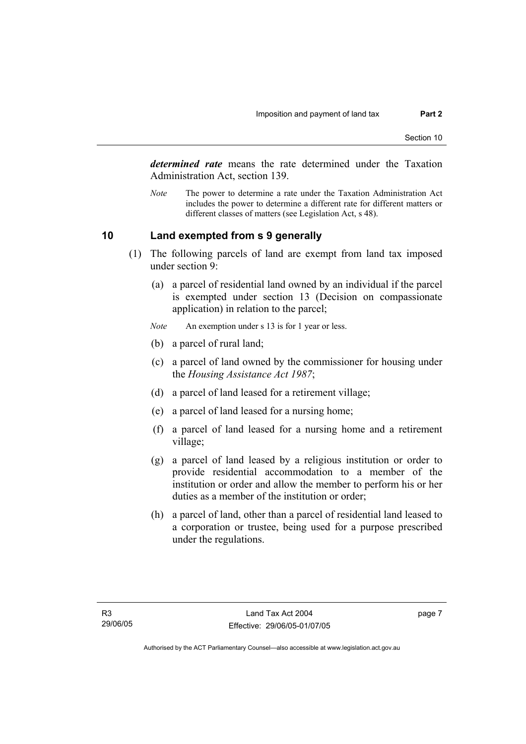***determined rate*** means the rate determined under the Taxation Administration Act, section 139.

*Note* The power to determine a rate under the Taxation Administration Act includes the power to determine a different rate for different matters or different classes of matters (see Legislation Act, s 48).

## 10 Land exempted from s 9 generally

(1) The following parcels of land are exempt from land tax imposed under section 9:

(a) a parcel of residential land owned by an individual if the parcel is exempted under section 13 (Decision on compassionate application) in relation to the parcel;

*Note* An exemption under s 13 is for 1 year or less.

(b) a parcel of rural land;

(c) a parcel of land owned by the commissioner for housing under the *Housing Assistance Act 1987*;

(d) a parcel of land leased for a retirement village;

(e) a parcel of land leased for a nursing home;

(f) a parcel of land leased for a nursing home and a retirement village;

(g) a parcel of land leased by a religious institution or order to provide residential accommodation to a member of the institution or order and allow the member to perform his or her duties as a member of the institution or order;

(h) a parcel of land, other than a parcel of residential land leased to a corporation or trustee, being used for a purpose prescribed under the regulations.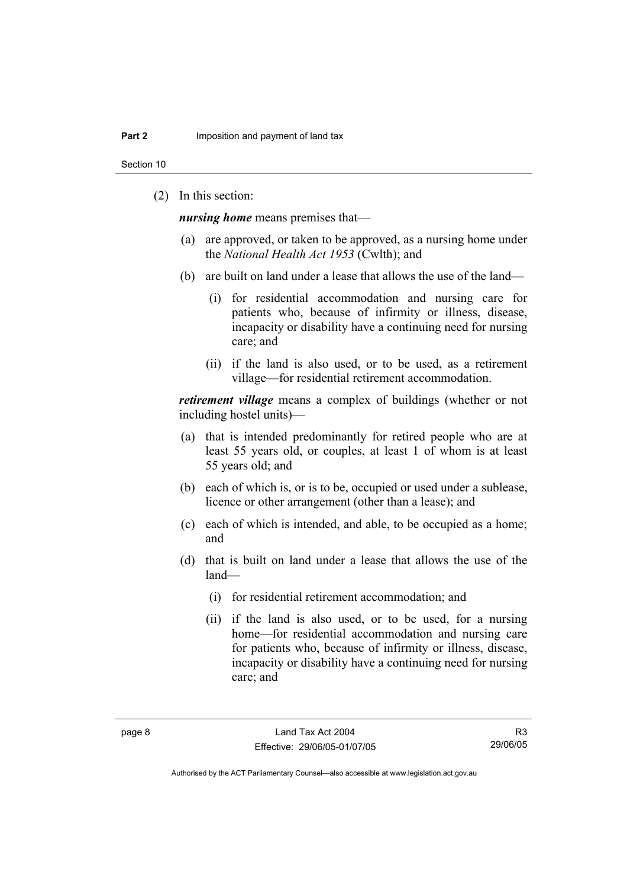(2) In this section:

***nursing home*** means premises that—

(a) are approved, or taken to be approved, as a nursing home under the *National Health Act 1953* (Cwlth); and

(b) are built on land under a lease that allows the use of the land—

  (i) for residential accommodation and nursing care for patients who, because of infirmity or illness, disease, incapacity or disability have a continuing need for nursing care; and

  (ii) if the land is also used, or to be used, as a retirement village—for residential retirement accommodation.

***retirement village*** means a complex of buildings (whether or not including hostel units)—

(a) that is intended predominantly for retired people who are at least 55 years old, or couples, at least 1 of whom is at least 55 years old; and

(b) each of which is, or is to be, occupied or used under a sublease, licence or other arrangement (other than a lease); and

(c) each of which is intended, and able, to be occupied as a home; and

(d) that is built on land under a lease that allows the use of the land—

  (i) for residential retirement accommodation; and

  (ii) if the land is also used, or to be used, for a nursing home—for residential accommodation and nursing care for patients who, because of infirmity or illness, disease, incapacity or disability have a continuing need for nursing care; and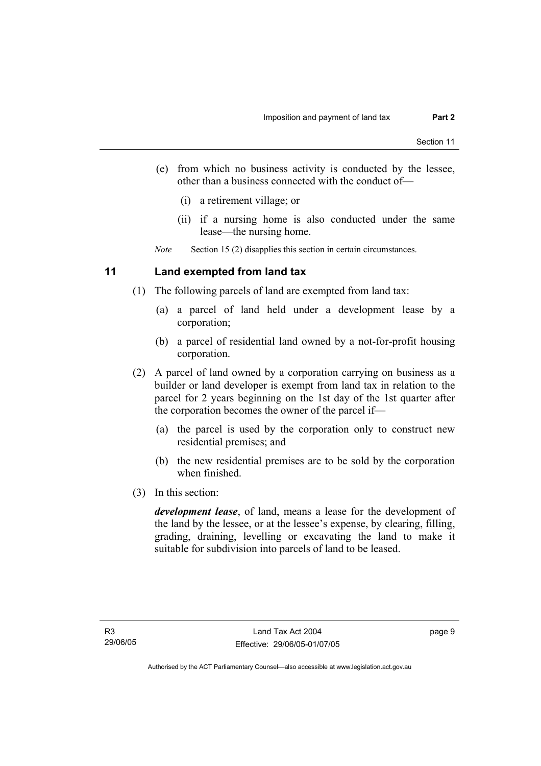(e) from which no business activity is conducted by the lessee, other than a business connected with the conduct of—

(i) a retirement village; or

(ii) if a nursing home is also conducted under the same lease—the nursing home.

*Note* Section 15 (2) disapplies this section in certain circumstances.

## 11 Land exempted from land tax

(1) The following parcels of land are exempted from land tax:

(a) a parcel of land held under a development lease by a corporation;

(b) a parcel of residential land owned by a not-for-profit housing corporation.

(2) A parcel of land owned by a corporation carrying on business as a builder or land developer is exempt from land tax in relation to the parcel for 2 years beginning on the 1st day of the 1st quarter after the corporation becomes the owner of the parcel if—

(a) the parcel is used by the corporation only to construct new residential premises; and

(b) the new residential premises are to be sold by the corporation when finished.

(3) In this section:

***development lease***, of land, means a lease for the development of the land by the lessee, or at the lessee's expense, by clearing, filling, grading, draining, levelling or excavating the land to make it suitable for subdivision into parcels of land to be leased.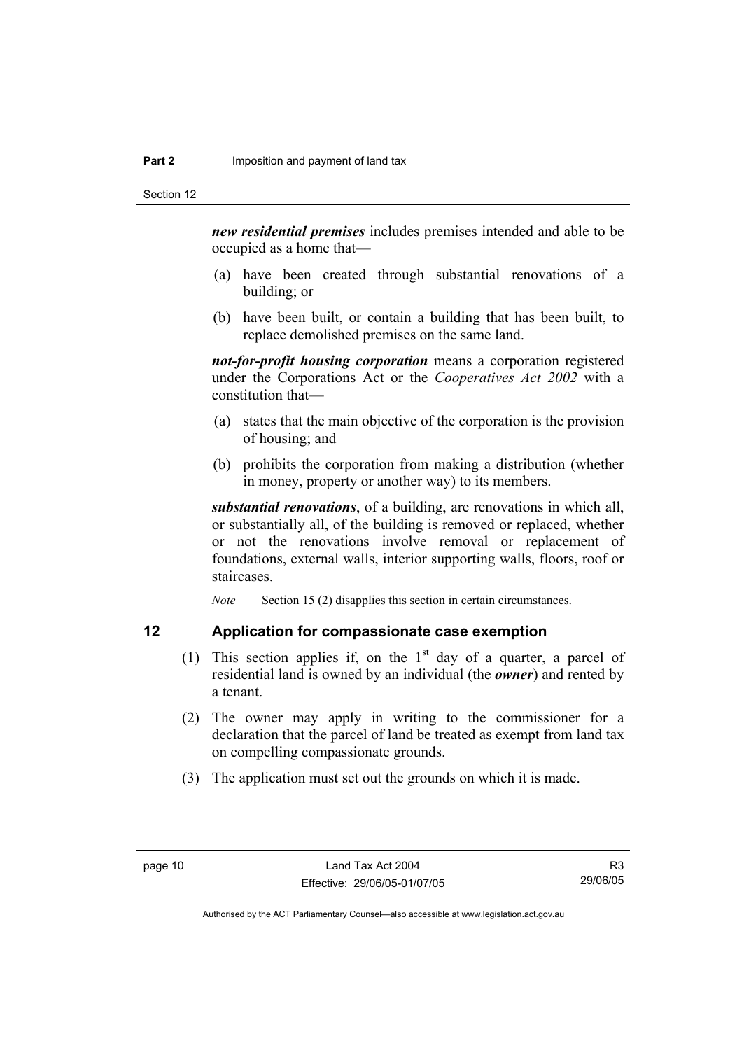***new residential premises*** includes premises intended and able to be occupied as a home that—

(a) have been created through substantial renovations of a building; or

(b) have been built, or contain a building that has been built, to replace demolished premises on the same land.

***not-for-profit housing corporation*** means a corporation registered under the Corporations Act or the *Cooperatives Act 2002* with a constitution that—

(a) states that the main objective of the corporation is the provision of housing; and

(b) prohibits the corporation from making a distribution (whether in money, property or another way) to its members.

***substantial renovations***, of a building, are renovations in which all, or substantially all, of the building is removed or replaced, whether or not the renovations involve removal or replacement of foundations, external walls, interior supporting walls, floors, roof or staircases.

*Note* Section 15 (2) disapplies this section in certain circumstances.

## 12 Application for compassionate case exemption

(1) This section applies if, on the 1st day of a quarter, a parcel of residential land is owned by an individual (the ***owner***) and rented by a tenant.

(2) The owner may apply in writing to the commissioner for a declaration that the parcel of land be treated as exempt from land tax on compelling compassionate grounds.

(3) The application must set out the grounds on which it is made.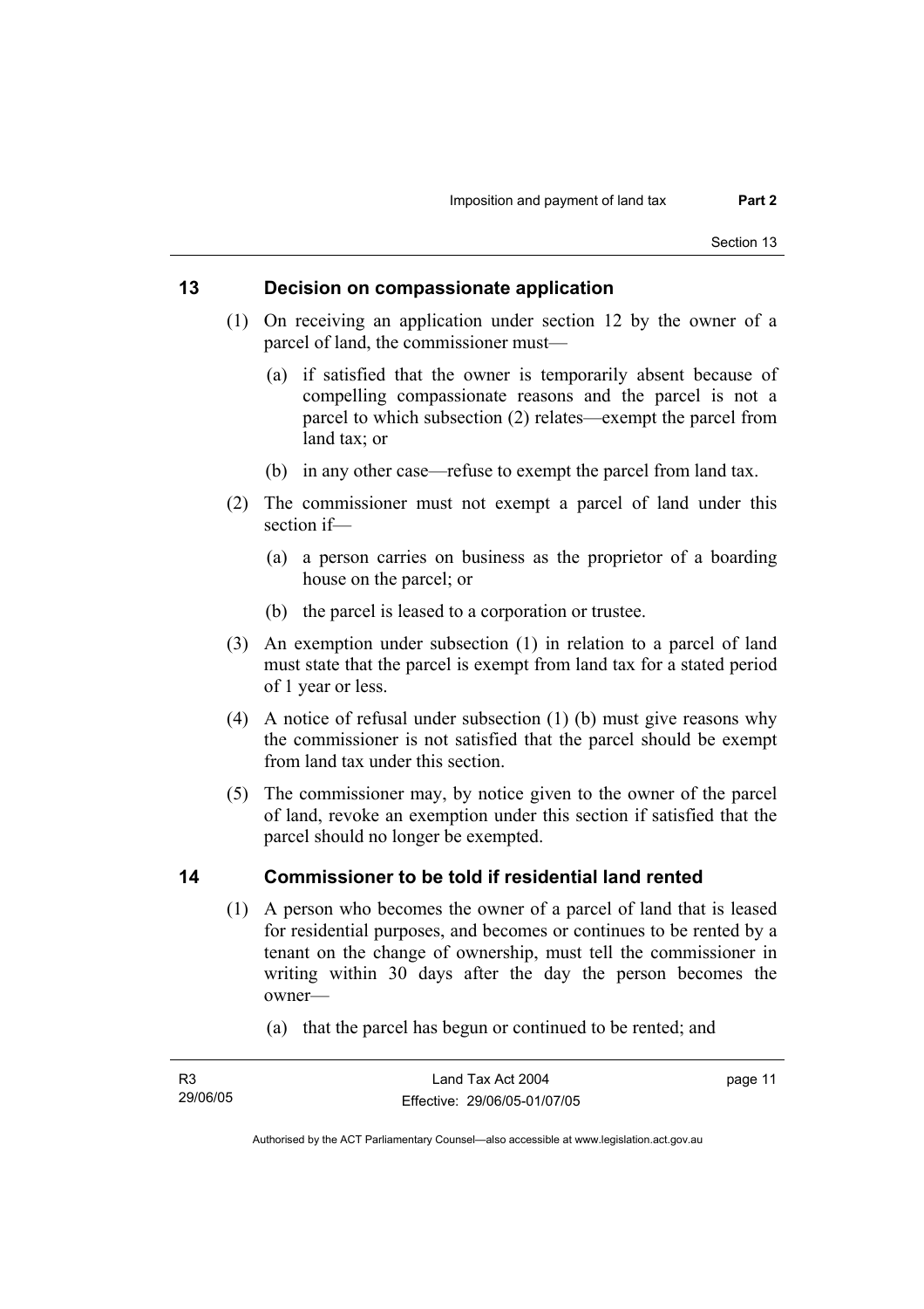## 13 Decision on compassionate application

(1) On receiving an application under section 12 by the owner of a parcel of land, the commissioner must—

(a) if satisfied that the owner is temporarily absent because of compelling compassionate reasons and the parcel is not a parcel to which subsection (2) relates—exempt the parcel from land tax; or

(b) in any other case—refuse to exempt the parcel from land tax.

(2) The commissioner must not exempt a parcel of land under this section if—

(a) a person carries on business as the proprietor of a boarding house on the parcel; or

(b) the parcel is leased to a corporation or trustee.

(3) An exemption under subsection (1) in relation to a parcel of land must state that the parcel is exempt from land tax for a stated period of 1 year or less.

(4) A notice of refusal under subsection (1) (b) must give reasons why the commissioner is not satisfied that the parcel should be exempt from land tax under this section.

(5) The commissioner may, by notice given to the owner of the parcel of land, revoke an exemption under this section if satisfied that the parcel should no longer be exempted.

## 14 Commissioner to be told if residential land rented

(1) A person who becomes the owner of a parcel of land that is leased for residential purposes, and becomes or continues to be rented by a tenant on the change of ownership, must tell the commissioner in writing within 30 days after the day the person becomes the owner—

(a) that the parcel has begun or continued to be rented; and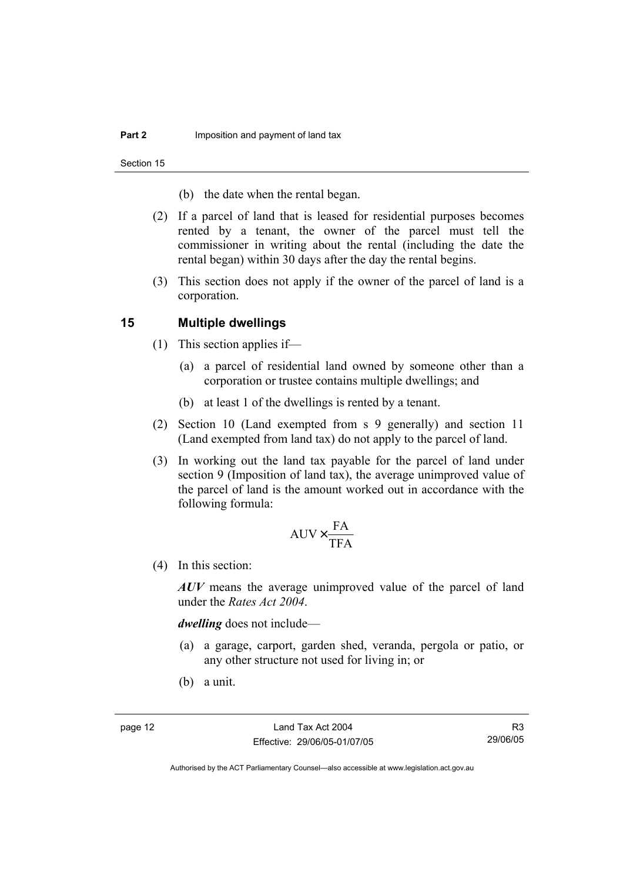(b) the date when the rental began.

(2) If a parcel of land that is leased for residential purposes becomes rented by a tenant, the owner of the parcel must tell the commissioner in writing about the rental (including the date the rental began) within 30 days after the day the rental begins.

(3) This section does not apply if the owner of the parcel of land is a corporation.

## 15 Multiple dwellings

(1) This section applies if—

(a) a parcel of residential land owned by someone other than a corporation or trustee contains multiple dwellings; and

(b) at least 1 of the dwellings is rented by a tenant.

(2) Section 10 (Land exempted from s 9 generally) and section 11 (Land exempted from land tax) do not apply to the parcel of land.

(3) In working out the land tax payable for the parcel of land under section 9 (Imposition of land tax), the average unimproved value of the parcel of land is the amount worked out in accordance with the following formula:

$$\text{AUV} \times \frac{\text{FA}}{\text{TFA}}$$

(4) In this section:

***AUV*** means the average unimproved value of the parcel of land under the *Rates Act 2004*.

***dwelling*** does not include—

(a) a garage, carport, garden shed, veranda, pergola or patio, or any other structure not used for living in; or

(b) a unit.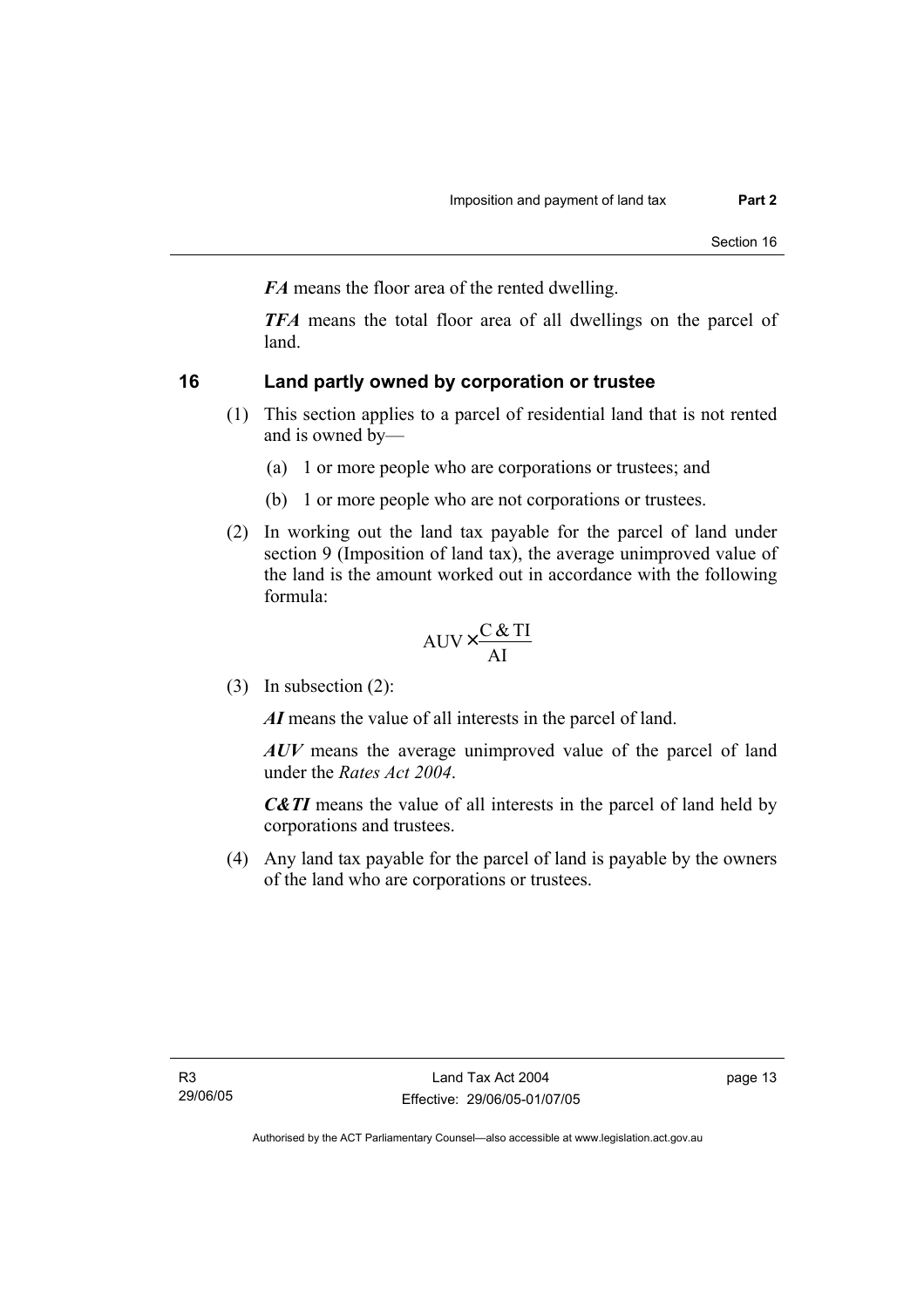***FA*** means the floor area of the rented dwelling.

***TFA*** means the total floor area of all dwellings on the parcel of land.

## 16 Land partly owned by corporation or trustee

(1) This section applies to a parcel of residential land that is not rented and is owned by—

(a) 1 or more people who are corporations or trustees; and

(b) 1 or more people who are not corporations or trustees.

(2) In working out the land tax payable for the parcel of land under section 9 (Imposition of land tax), the average unimproved value of the land is the amount worked out in accordance with the following formula:

$$\text{AUV} \times \frac{\text{C \& TI}}{\text{AI}}$$

(3) In subsection (2):

***AI*** means the value of all interests in the parcel of land.

***AUV*** means the average unimproved value of the parcel of land under the *Rates Act 2004*.

***C&TI*** means the value of all interests in the parcel of land held by corporations and trustees.

(4) Any land tax payable for the parcel of land is payable by the owners of the land who are corporations or trustees.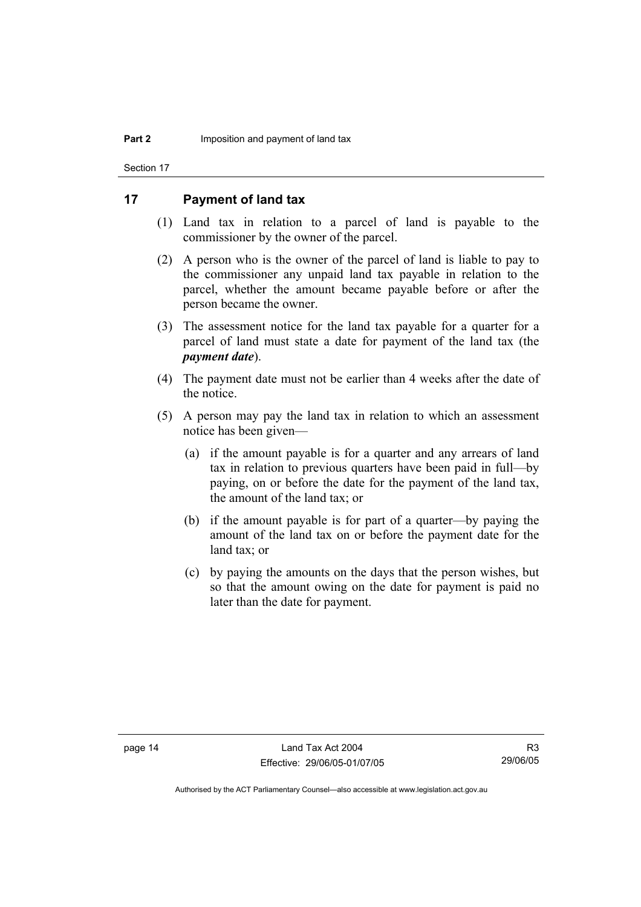## 17 Payment of land tax

(1) Land tax in relation to a parcel of land is payable to the commissioner by the owner of the parcel.

(2) A person who is the owner of the parcel of land is liable to pay to the commissioner any unpaid land tax payable in relation to the parcel, whether the amount became payable before or after the person became the owner.

(3) The assessment notice for the land tax payable for a quarter for a parcel of land must state a date for payment of the land tax (the ***payment date***).

(4) The payment date must not be earlier than 4 weeks after the date of the notice.

(5) A person may pay the land tax in relation to which an assessment notice has been given—

(a) if the amount payable is for a quarter and any arrears of land tax in relation to previous quarters have been paid in full—by paying, on or before the date for the payment of the land tax, the amount of the land tax; or

(b) if the amount payable is for part of a quarter—by paying the amount of the land tax on or before the payment date for the land tax; or

(c) by paying the amounts on the days that the person wishes, but so that the amount owing on the date for payment is paid no later than the date for payment.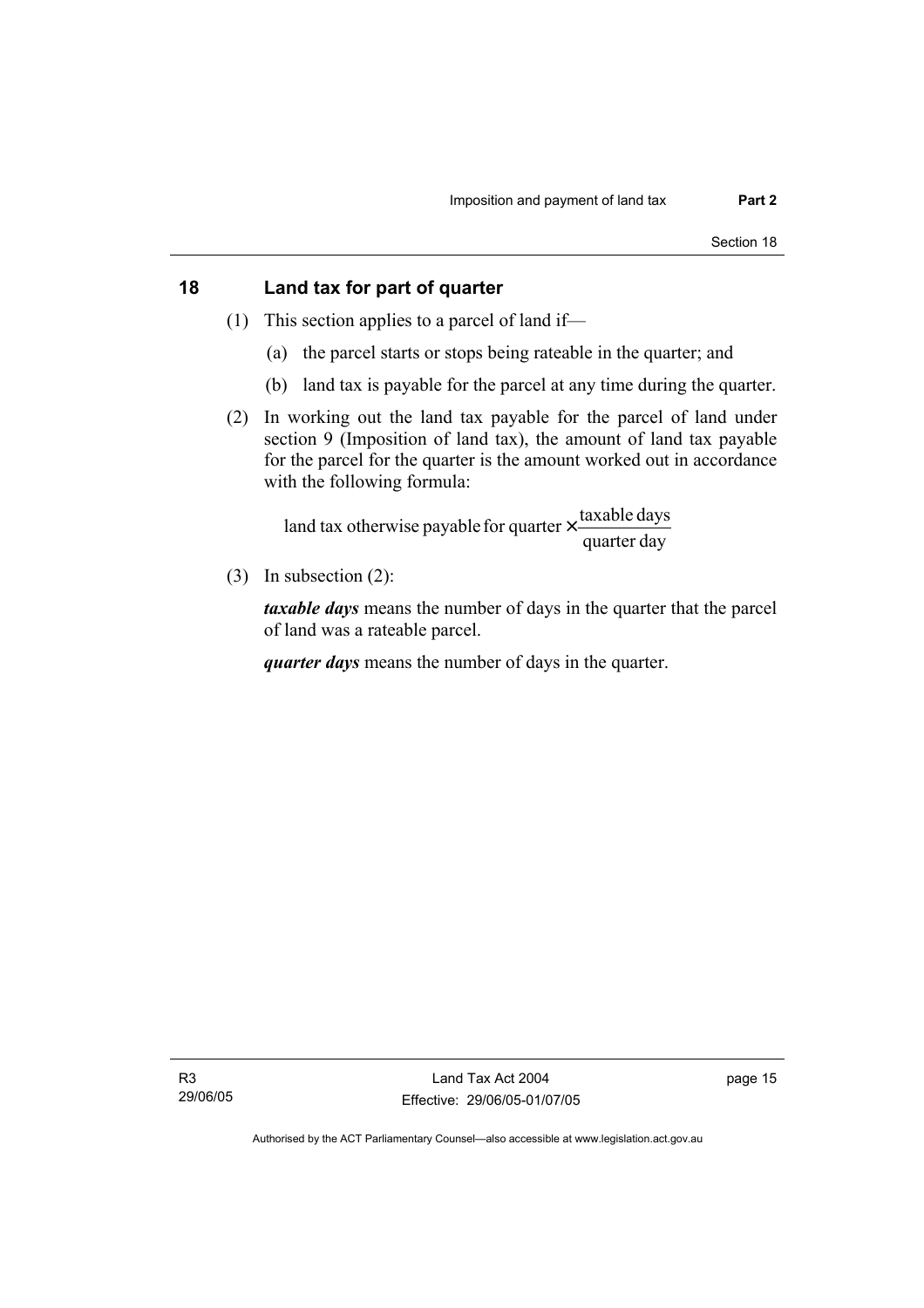## 18 Land tax for part of quarter

(1) This section applies to a parcel of land if—

(a) the parcel starts or stops being rateable in the quarter; and

(b) land tax is payable for the parcel at any time during the quarter.

(2) In working out the land tax payable for the parcel of land under section 9 (Imposition of land tax), the amount of land tax payable for the parcel for the quarter is the amount worked out in accordance with the following formula:

$$\text{land tax otherwise payable for quarter} \times \frac{\text{taxable days}}{\text{quarter day}}$$

(3) In subsection (2):

***taxable days*** means the number of days in the quarter that the parcel of land was a rateable parcel.

***quarter days*** means the number of days in the quarter.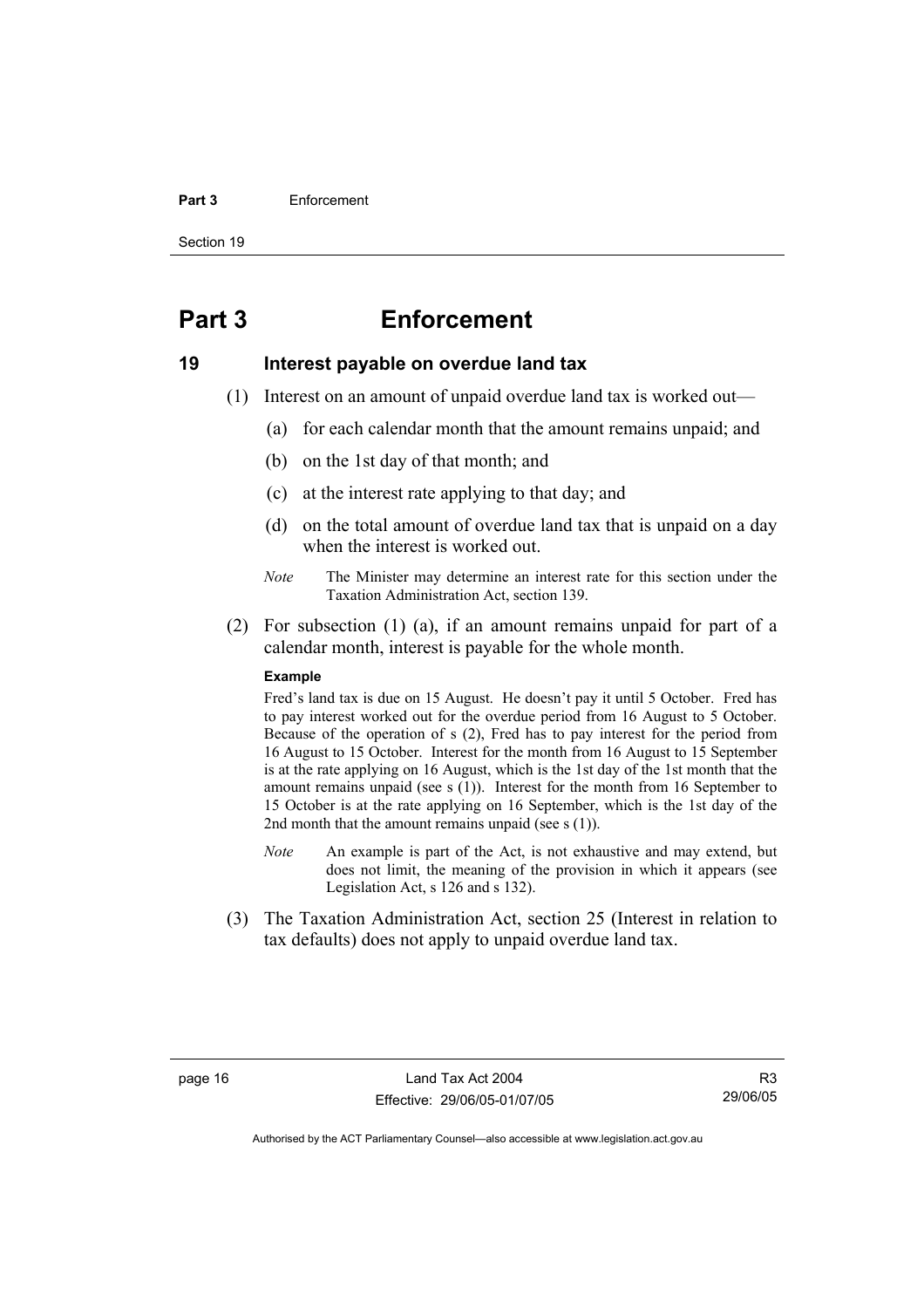# Part 3 Enforcement

## 19 Interest payable on overdue land tax

(1) Interest on an amount of unpaid overdue land tax is worked out—

(a) for each calendar month that the amount remains unpaid; and

(b) on the 1st day of that month; and

(c) at the interest rate applying to that day; and

(d) on the total amount of overdue land tax that is unpaid on a day when the interest is worked out.

*Note* The Minister may determine an interest rate for this section under the Taxation Administration Act, section 139.

(2) For subsection (1) (a), if an amount remains unpaid for part of a calendar month, interest is payable for the whole month.

**Example**

Fred's land tax is due on 15 August. He doesn't pay it until 5 October. Fred has to pay interest worked out for the overdue period from 16 August to 5 October. Because of the operation of s (2), Fred has to pay interest for the period from 16 August to 15 October. Interest for the month from 16 August to 15 September is at the rate applying on 16 August, which is the 1st day of the 1st month that the amount remains unpaid (see s (1)). Interest for the month from 16 September to 15 October is at the rate applying on 16 September, which is the 1st day of the 2nd month that the amount remains unpaid (see s (1)).

*Note* An example is part of the Act, is not exhaustive and may extend, but does not limit, the meaning of the provision in which it appears (see Legislation Act, s 126 and s 132).

(3) The Taxation Administration Act, section 25 (Interest in relation to tax defaults) does not apply to unpaid overdue land tax.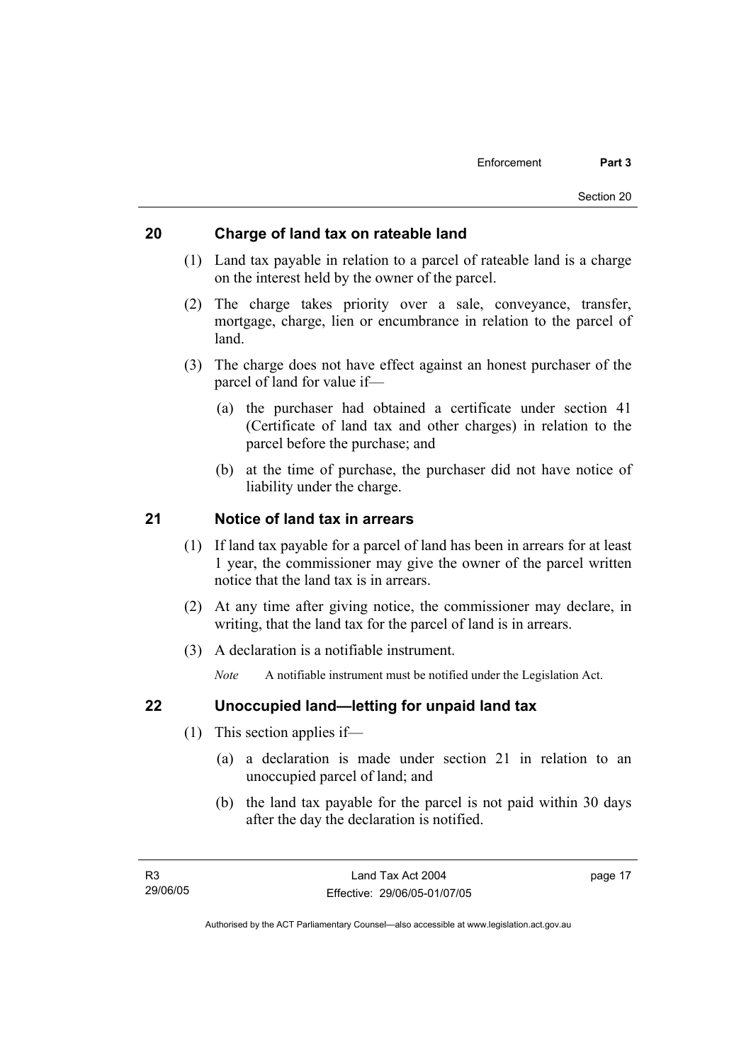## 20 Charge of land tax on rateable land

(1) Land tax payable in relation to a parcel of rateable land is a charge on the interest held by the owner of the parcel.

(2) The charge takes priority over a sale, conveyance, transfer, mortgage, charge, lien or encumbrance in relation to the parcel of land.

(3) The charge does not have effect against an honest purchaser of the parcel of land for value if—

(a) the purchaser had obtained a certificate under section 41 (Certificate of land tax and other charges) in relation to the parcel before the purchase; and

(b) at the time of purchase, the purchaser did not have notice of liability under the charge.

## 21 Notice of land tax in arrears

(1) If land tax payable for a parcel of land has been in arrears for at least 1 year, the commissioner may give the owner of the parcel written notice that the land tax is in arrears.

(2) At any time after giving notice, the commissioner may declare, in writing, that the land tax for the parcel of land is in arrears.

(3) A declaration is a notifiable instrument.

*Note* A notifiable instrument must be notified under the Legislation Act.

## 22 Unoccupied land—letting for unpaid land tax

(1) This section applies if—

(a) a declaration is made under section 21 in relation to an unoccupied parcel of land; and

(b) the land tax payable for the parcel is not paid within 30 days after the day the declaration is notified.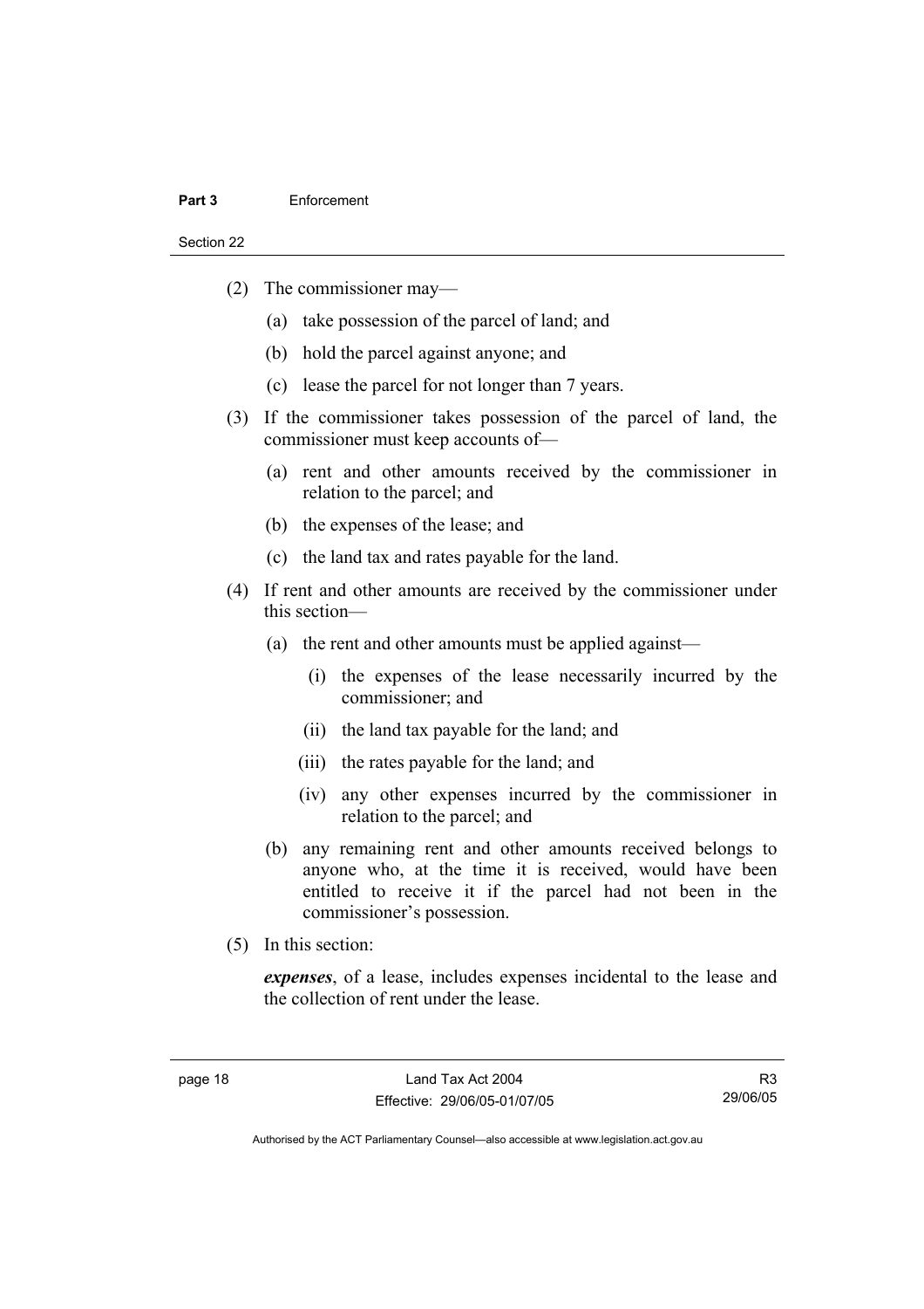(2) The commissioner may—

(a) take possession of the parcel of land; and

(b) hold the parcel against anyone; and

(c) lease the parcel for not longer than 7 years.

(3) If the commissioner takes possession of the parcel of land, the commissioner must keep accounts of—

(a) rent and other amounts received by the commissioner in relation to the parcel; and

(b) the expenses of the lease; and

(c) the land tax and rates payable for the land.

(4) If rent and other amounts are received by the commissioner under this section—

(a) the rent and other amounts must be applied against—

(i) the expenses of the lease necessarily incurred by the commissioner; and

(ii) the land tax payable for the land; and

(iii) the rates payable for the land; and

(iv) any other expenses incurred by the commissioner in relation to the parcel; and

(b) any remaining rent and other amounts received belongs to anyone who, at the time it is received, would have been entitled to receive it if the parcel had not been in the commissioner's possession.

(5) In this section:

***expenses***, of a lease, includes expenses incidental to the lease and the collection of rent under the lease.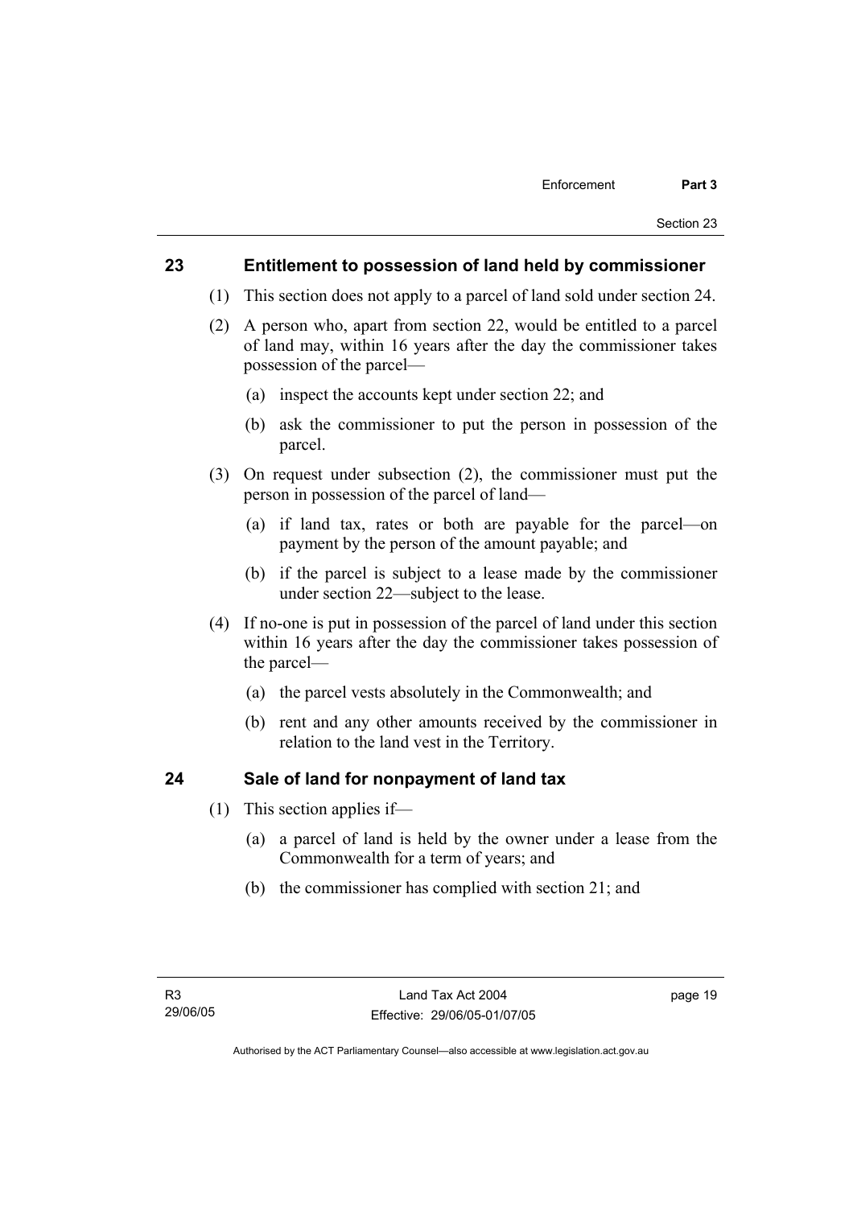## 23 Entitlement to possession of land held by commissioner

(1) This section does not apply to a parcel of land sold under section 24.

(2) A person who, apart from section 22, would be entitled to a parcel of land may, within 16 years after the day the commissioner takes possession of the parcel—

- (a) inspect the accounts kept under section 22; and
- (b) ask the commissioner to put the person in possession of the parcel.

(3) On request under subsection (2), the commissioner must put the person in possession of the parcel of land—

- (a) if land tax, rates or both are payable for the parcel—on payment by the person of the amount payable; and
- (b) if the parcel is subject to a lease made by the commissioner under section 22—subject to the lease.

(4) If no-one is put in possession of the parcel of land under this section within 16 years after the day the commissioner takes possession of the parcel—

- (a) the parcel vests absolutely in the Commonwealth; and
- (b) rent and any other amounts received by the commissioner in relation to the land vest in the Territory.

## 24 Sale of land for nonpayment of land tax

(1) This section applies if—

- (a) a parcel of land is held by the owner under a lease from the Commonwealth for a term of years; and
- (b) the commissioner has complied with section 21; and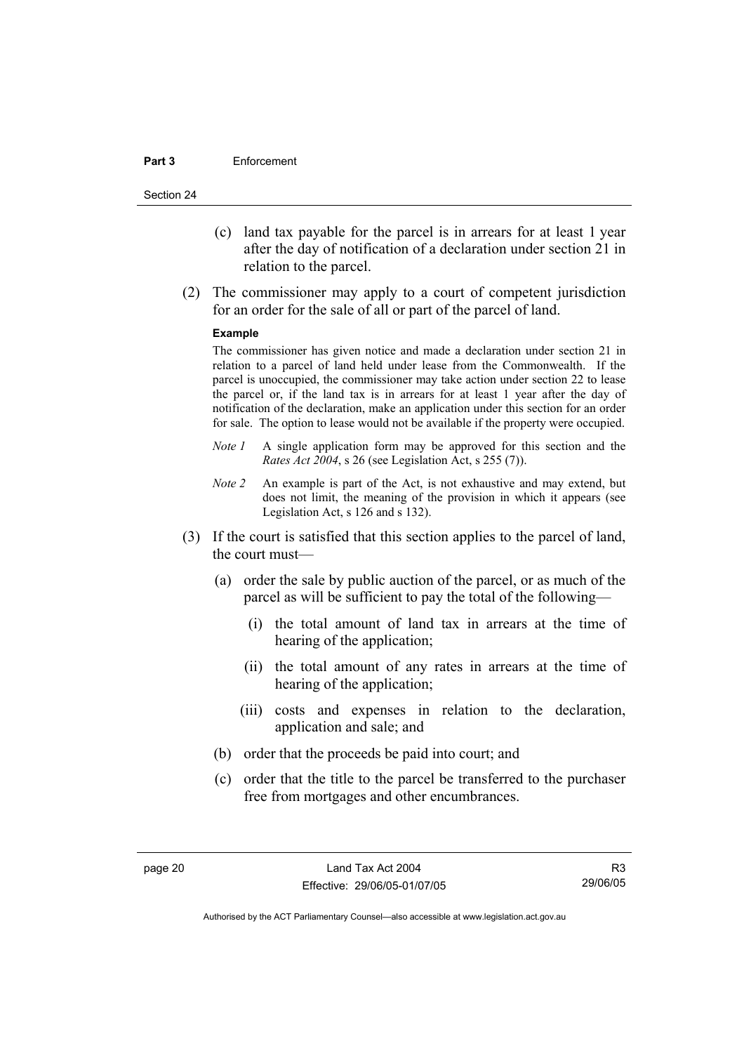(c) land tax payable for the parcel is in arrears for at least 1 year after the day of notification of a declaration under section 21 in relation to the parcel.

(2) The commissioner may apply to a court of competent jurisdiction for an order for the sale of all or part of the parcel of land.

**Example**

The commissioner has given notice and made a declaration under section 21 in relation to a parcel of land held under lease from the Commonwealth. If the parcel is unoccupied, the commissioner may take action under section 22 to lease the parcel or, if the land tax is in arrears for at least 1 year after the day of notification of the declaration, make an application under this section for an order for sale. The option to lease would not be available if the property were occupied.

*Note 1* A single application form may be approved for this section and the *Rates Act 2004*, s 26 (see Legislation Act, s 255 (7)).

*Note 2* An example is part of the Act, is not exhaustive and may extend, but does not limit, the meaning of the provision in which it appears (see Legislation Act, s 126 and s 132).

(3) If the court is satisfied that this section applies to the parcel of land, the court must—

(a) order the sale by public auction of the parcel, or as much of the parcel as will be sufficient to pay the total of the following—

(i) the total amount of land tax in arrears at the time of hearing of the application;

(ii) the total amount of any rates in arrears at the time of hearing of the application;

(iii) costs and expenses in relation to the declaration, application and sale; and

(b) order that the proceeds be paid into court; and

(c) order that the title to the parcel be transferred to the purchaser free from mortgages and other encumbrances.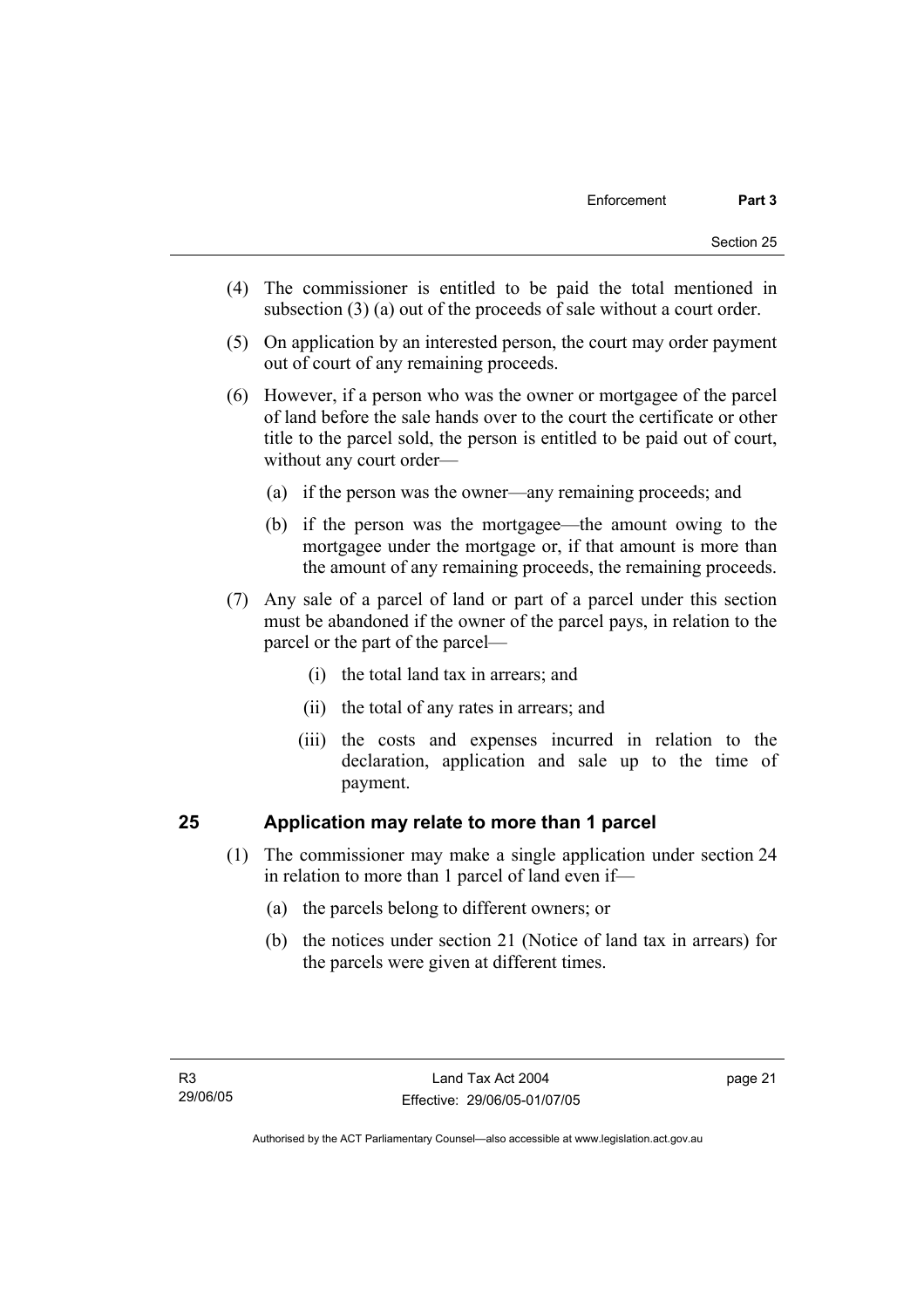(4) The commissioner is entitled to be paid the total mentioned in subsection (3) (a) out of the proceeds of sale without a court order.

(5) On application by an interested person, the court may order payment out of court of any remaining proceeds.

(6) However, if a person who was the owner or mortgagee of the parcel of land before the sale hands over to the court the certificate or other title to the parcel sold, the person is entitled to be paid out of court, without any court order—

  (a) if the person was the owner—any remaining proceeds; and

  (b) if the person was the mortgagee—the amount owing to the mortgagee under the mortgage or, if that amount is more than the amount of any remaining proceeds, the remaining proceeds.

(7) Any sale of a parcel of land or part of a parcel under this section must be abandoned if the owner of the parcel pays, in relation to the parcel or the part of the parcel—

  (i) the total land tax in arrears; and

  (ii) the total of any rates in arrears; and

  (iii) the costs and expenses incurred in relation to the declaration, application and sale up to the time of payment.

## 25 Application may relate to more than 1 parcel

(1) The commissioner may make a single application under section 24 in relation to more than 1 parcel of land even if—

  (a) the parcels belong to different owners; or

  (b) the notices under section 21 (Notice of land tax in arrears) for the parcels were given at different times.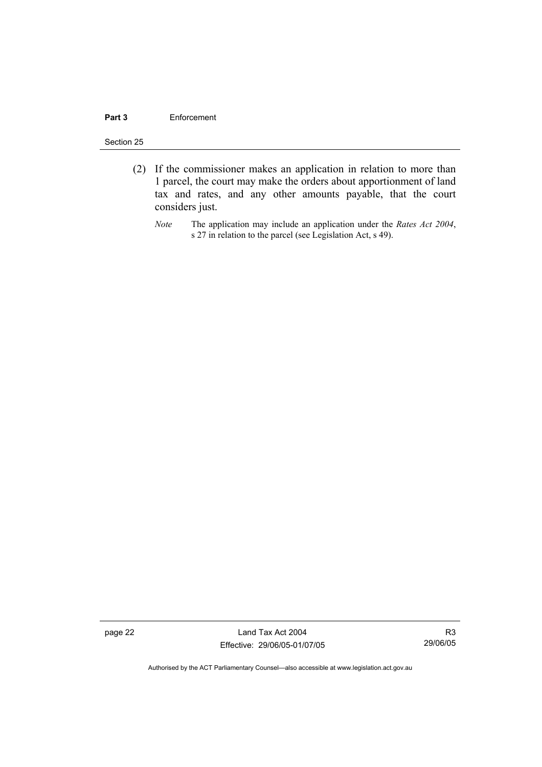(2) If the commissioner makes an application in relation to more than 1 parcel, the court may make the orders about apportionment of land tax and rates, and any other amounts payable, that the court considers just.

*Note* The application may include an application under the *Rates Act 2004*, s 27 in relation to the parcel (see Legislation Act, s 49).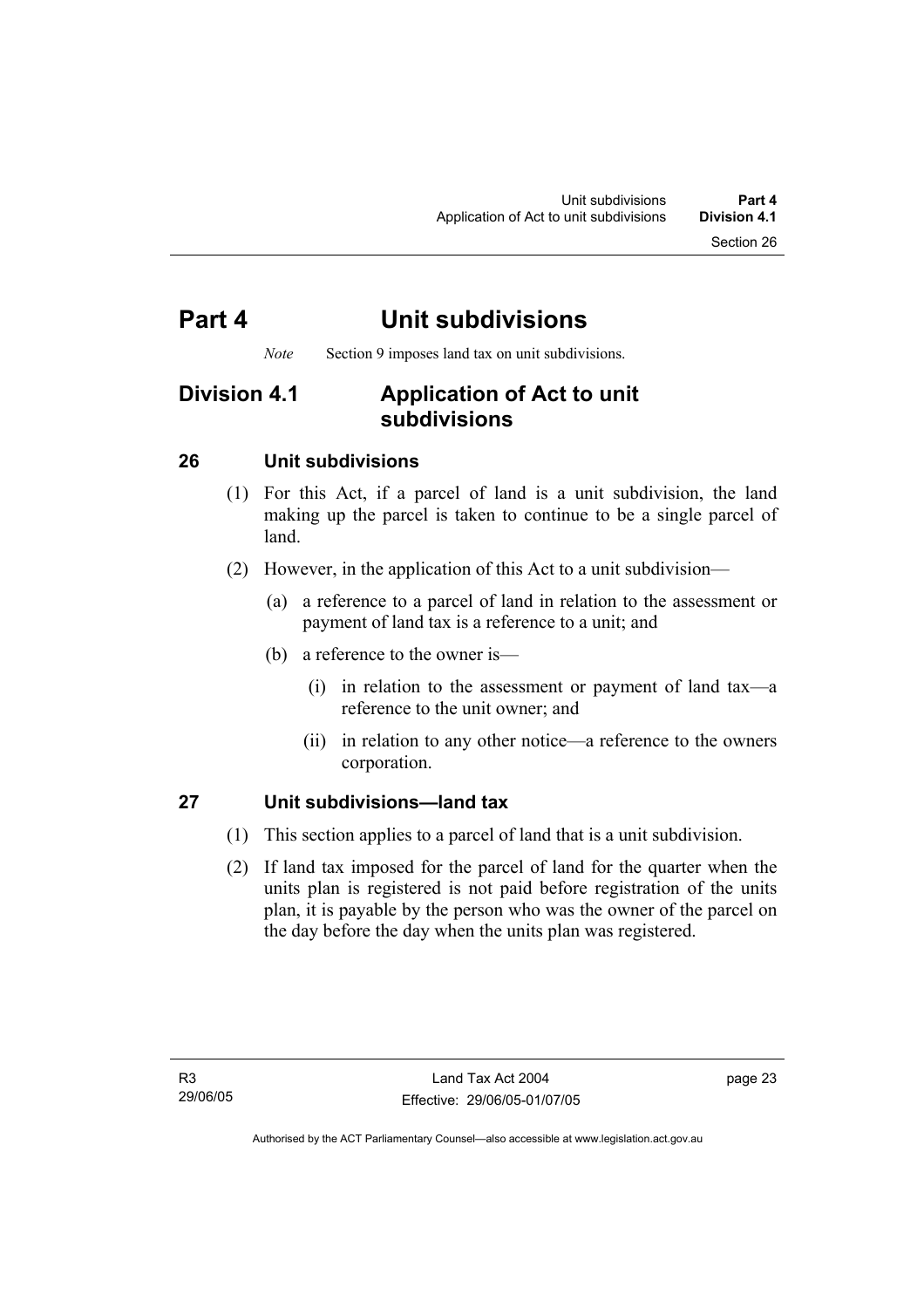# Part 4 Unit subdivisions

*Note* Section 9 imposes land tax on unit subdivisions.

## Division 4.1 Application of Act to unit subdivisions

### 26 Unit subdivisions

(1) For this Act, if a parcel of land is a unit subdivision, the land making up the parcel is taken to continue to be a single parcel of land.

(2) However, in the application of this Act to a unit subdivision—

(a) a reference to a parcel of land in relation to the assessment or payment of land tax is a reference to a unit; and

(b) a reference to the owner is—

(i) in relation to the assessment or payment of land tax—a reference to the unit owner; and

(ii) in relation to any other notice—a reference to the owners corporation.

### 27 Unit subdivisions—land tax

(1) This section applies to a parcel of land that is a unit subdivision.

(2) If land tax imposed for the parcel of land for the quarter when the units plan is registered is not paid before registration of the units plan, it is payable by the person who was the owner of the parcel on the day before the day when the units plan was registered.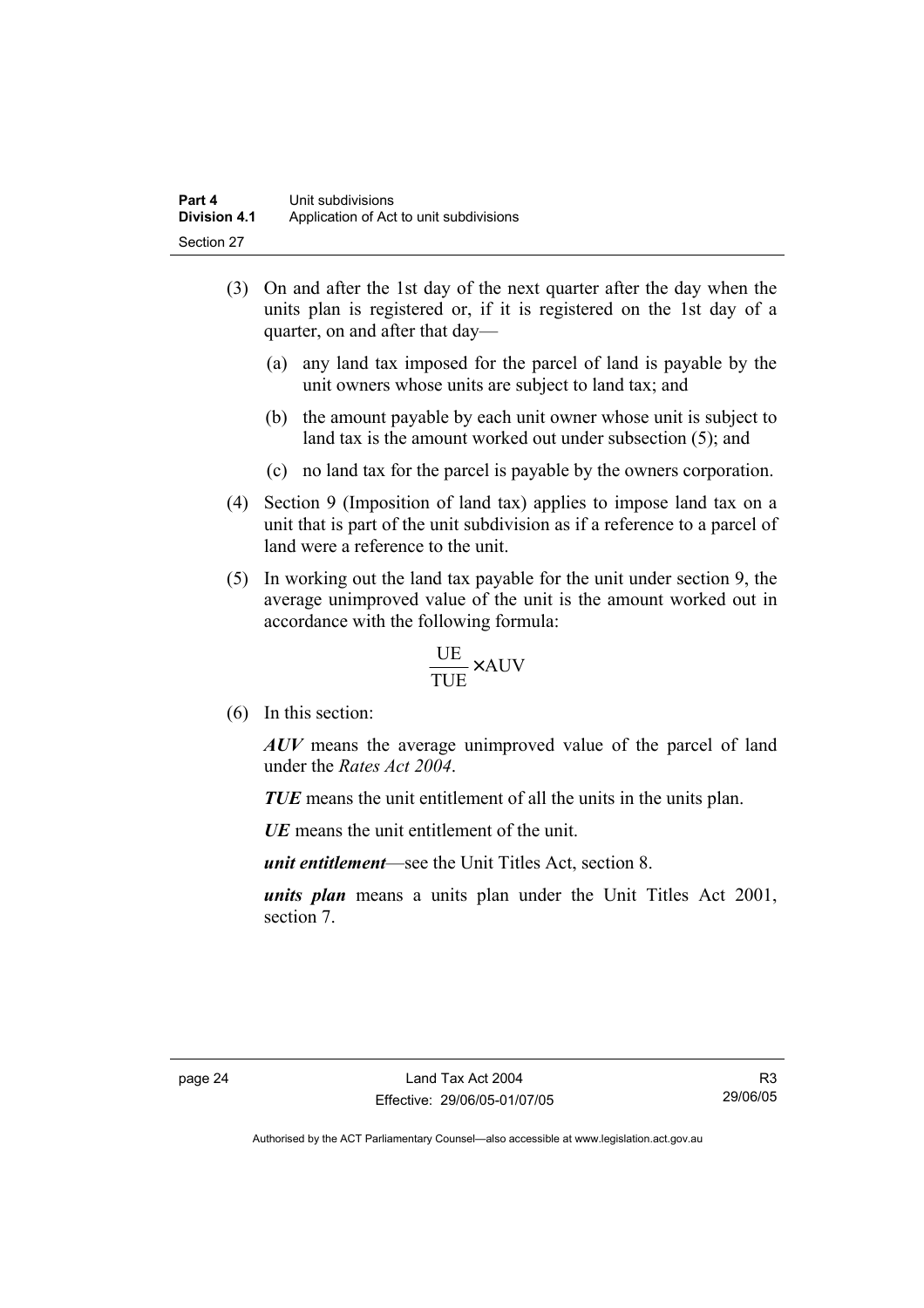(3) On and after the 1st day of the next quarter after the day when the units plan is registered or, if it is registered on the 1st day of a quarter, on and after that day—

(a) any land tax imposed for the parcel of land is payable by the unit owners whose units are subject to land tax; and

(b) the amount payable by each unit owner whose unit is subject to land tax is the amount worked out under subsection (5); and

(c) no land tax for the parcel is payable by the owners corporation.

(4) Section 9 (Imposition of land tax) applies to impose land tax on a unit that is part of the unit subdivision as if a reference to a parcel of land were a reference to the unit.

(5) In working out the land tax payable for the unit under section 9, the average unimproved value of the unit is the amount worked out in accordance with the following formula:

$$\frac{\text{UE}}{\text{TUE}} \times \text{AUV}$$

(6) In this section:

***AUV*** means the average unimproved value of the parcel of land under the *Rates Act 2004*.

***TUE*** means the unit entitlement of all the units in the units plan.

***UE*** means the unit entitlement of the unit.

***unit entitlement***—see the Unit Titles Act, section 8.

***units plan*** means a units plan under the Unit Titles Act 2001, section 7.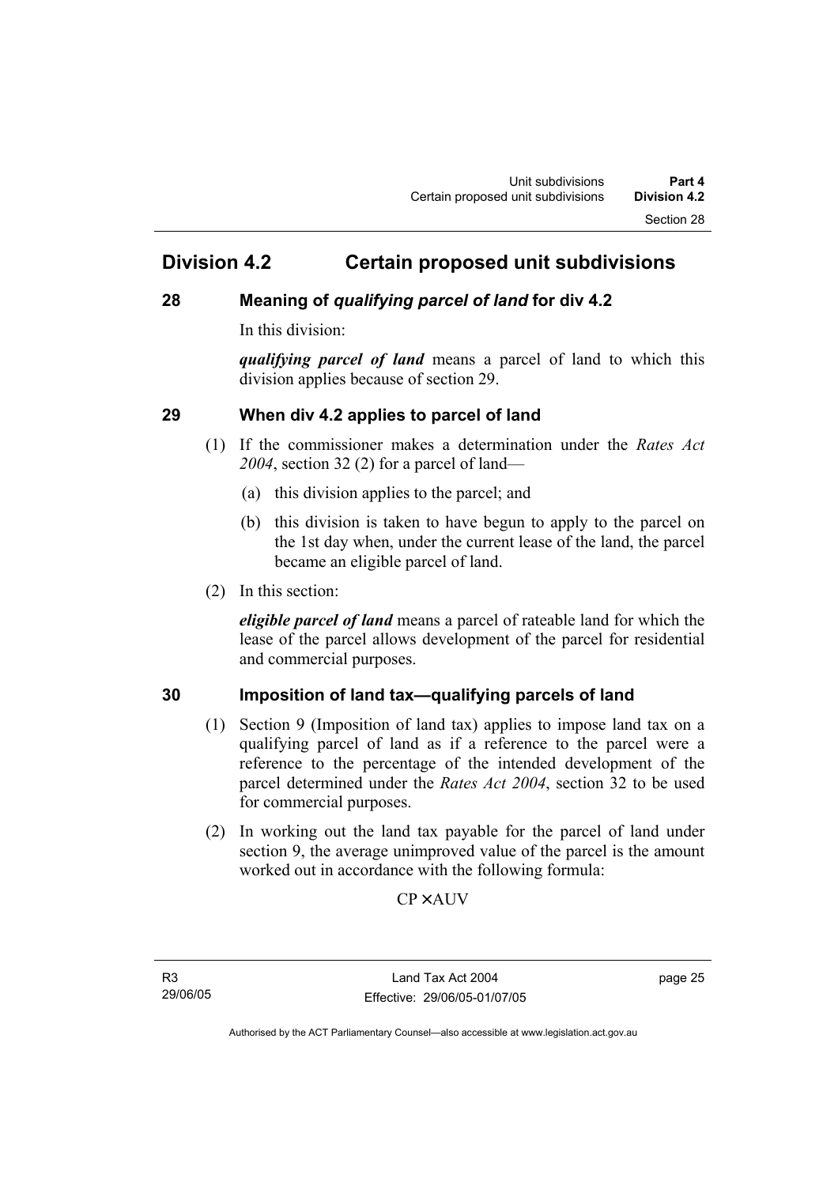# Division 4.2 Certain proposed unit subdivisions

## 28 Meaning of *qualifying parcel of land* for div 4.2

In this division:

***qualifying parcel of land*** means a parcel of land to which this division applies because of section 29.

## 29 When div 4.2 applies to parcel of land

(1) If the commissioner makes a determination under the *Rates Act 2004*, section 32 (2) for a parcel of land—

(a) this division applies to the parcel; and

(b) this division is taken to have begun to apply to the parcel on the 1st day when, under the current lease of the land, the parcel became an eligible parcel of land.

(2) In this section:

***eligible parcel of land*** means a parcel of rateable land for which the lease of the parcel allows development of the parcel for residential and commercial purposes.

## 30 Imposition of land tax—qualifying parcels of land

(1) Section 9 (Imposition of land tax) applies to impose land tax on a qualifying parcel of land as if a reference to the parcel were a reference to the percentage of the intended development of the parcel determined under the *Rates Act 2004*, section 32 to be used for commercial purposes.

(2) In working out the land tax payable for the parcel of land under section 9, the average unimproved value of the parcel is the amount worked out in accordance with the following formula:

$$CP \times AUV$$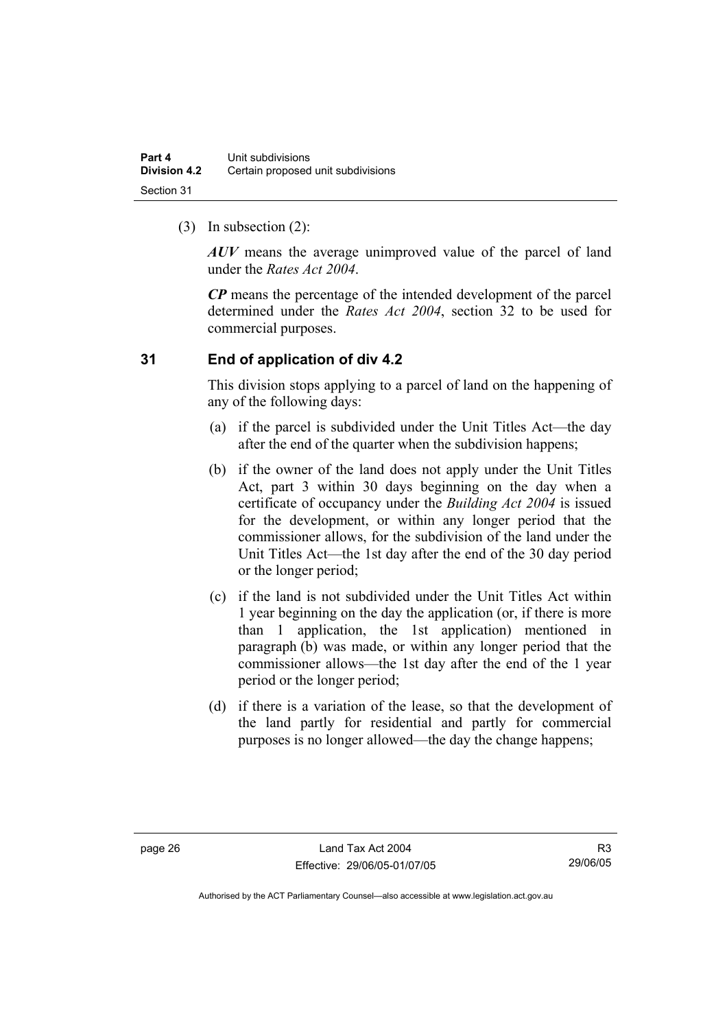(3) In subsection (2):

***AUV*** means the average unimproved value of the parcel of land under the *Rates Act 2004*.

***CP*** means the percentage of the intended development of the parcel determined under the *Rates Act 2004*, section 32 to be used for commercial purposes.

## 31 End of application of div 4.2

This division stops applying to a parcel of land on the happening of any of the following days:

(a) if the parcel is subdivided under the Unit Titles Act—the day after the end of the quarter when the subdivision happens;

(b) if the owner of the land does not apply under the Unit Titles Act, part 3 within 30 days beginning on the day when a certificate of occupancy under the *Building Act 2004* is issued for the development, or within any longer period that the commissioner allows, for the subdivision of the land under the Unit Titles Act—the 1st day after the end of the 30 day period or the longer period;

(c) if the land is not subdivided under the Unit Titles Act within 1 year beginning on the day the application (or, if there is more than 1 application, the 1st application) mentioned in paragraph (b) was made, or within any longer period that the commissioner allows—the 1st day after the end of the 1 year period or the longer period;

(d) if there is a variation of the lease, so that the development of the land partly for residential and partly for commercial purposes is no longer allowed—the day the change happens;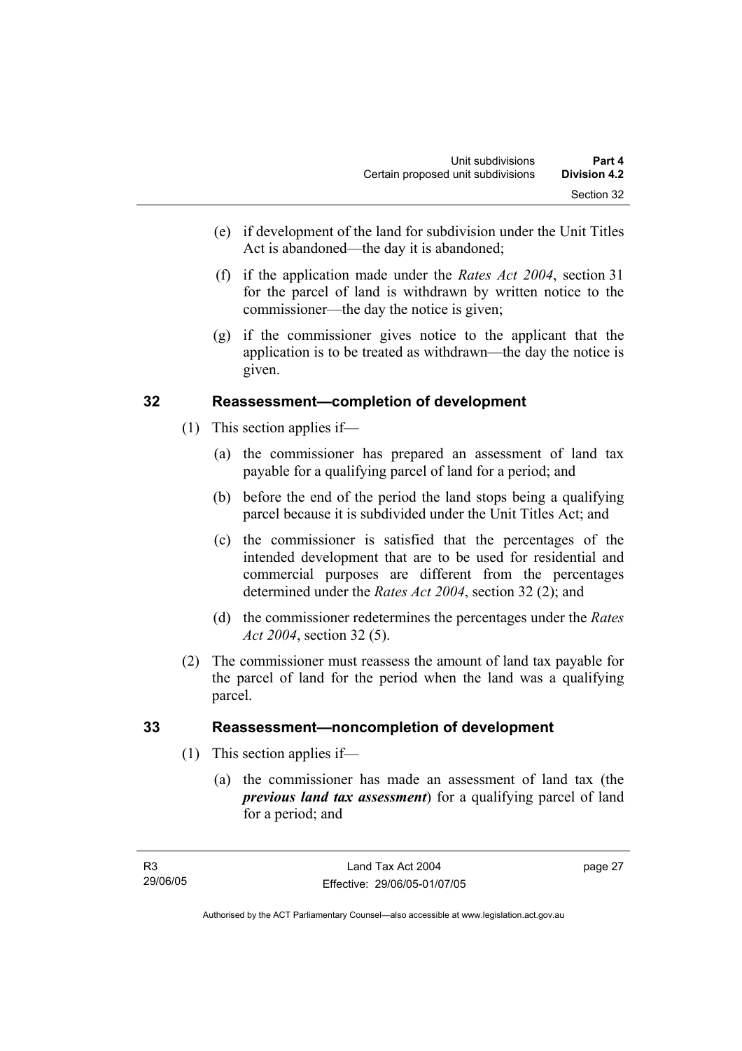(e) if development of the land for subdivision under the Unit Titles Act is abandoned—the day it is abandoned;

(f) if the application made under the *Rates Act 2004*, section 31 for the parcel of land is withdrawn by written notice to the commissioner—the day the notice is given;

(g) if the commissioner gives notice to the applicant that the application is to be treated as withdrawn—the day the notice is given.

## 32 Reassessment—completion of development

(1) This section applies if—

(a) the commissioner has prepared an assessment of land tax payable for a qualifying parcel of land for a period; and

(b) before the end of the period the land stops being a qualifying parcel because it is subdivided under the Unit Titles Act; and

(c) the commissioner is satisfied that the percentages of the intended development that are to be used for residential and commercial purposes are different from the percentages determined under the *Rates Act 2004*, section 32 (2); and

(d) the commissioner redetermines the percentages under the *Rates Act 2004*, section 32 (5).

(2) The commissioner must reassess the amount of land tax payable for the parcel of land for the period when the land was a qualifying parcel.

## 33 Reassessment—noncompletion of development

(1) This section applies if—

(a) the commissioner has made an assessment of land tax (the ***previous land tax assessment***) for a qualifying parcel of land for a period; and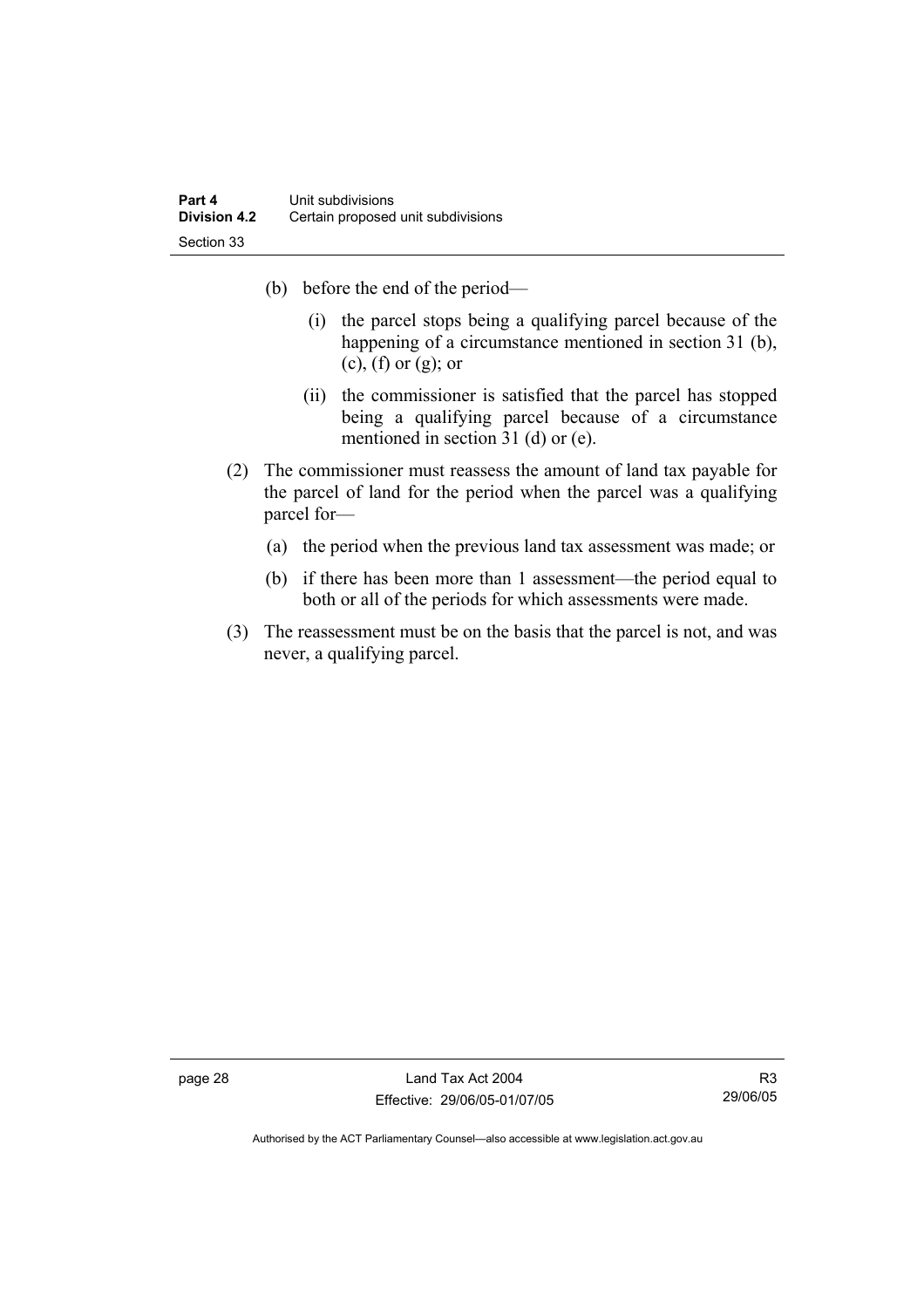(b) before the end of the period—

(i) the parcel stops being a qualifying parcel because of the happening of a circumstance mentioned in section 31 (b), (c), (f) or (g); or

(ii) the commissioner is satisfied that the parcel has stopped being a qualifying parcel because of a circumstance mentioned in section 31 (d) or (e).

(2) The commissioner must reassess the amount of land tax payable for the parcel of land for the period when the parcel was a qualifying parcel for—

(a) the period when the previous land tax assessment was made; or

(b) if there has been more than 1 assessment—the period equal to both or all of the periods for which assessments were made.

(3) The reassessment must be on the basis that the parcel is not, and was never, a qualifying parcel.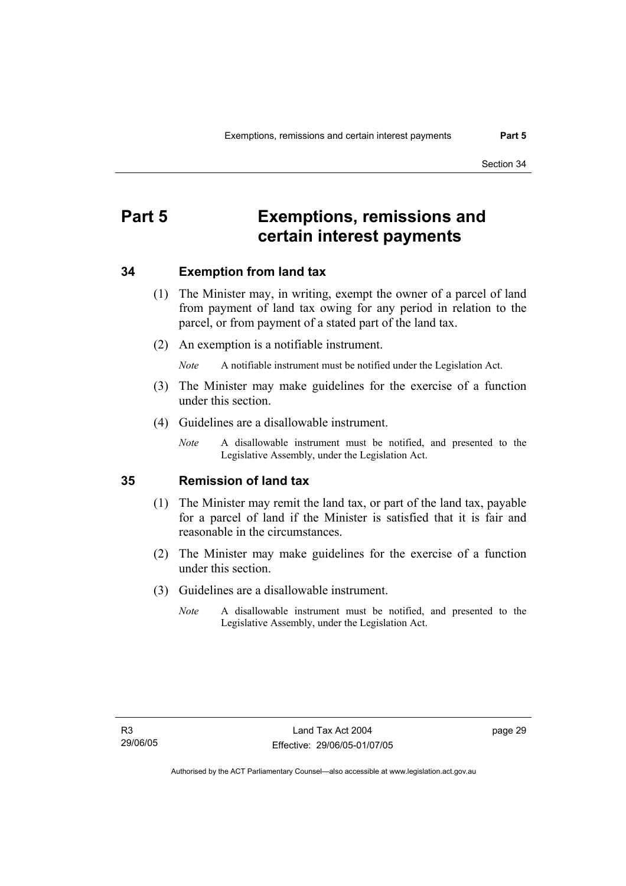# Part 5 Exemptions, remissions and certain interest payments

## 34 Exemption from land tax

(1) The Minister may, in writing, exempt the owner of a parcel of land from payment of land tax owing for any period in relation to the parcel, or from payment of a stated part of the land tax.

(2) An exemption is a notifiable instrument.

*Note* A notifiable instrument must be notified under the Legislation Act.

(3) The Minister may make guidelines for the exercise of a function under this section.

(4) Guidelines are a disallowable instrument.

*Note* A disallowable instrument must be notified, and presented to the Legislative Assembly, under the Legislation Act.

## 35 Remission of land tax

(1) The Minister may remit the land tax, or part of the land tax, payable for a parcel of land if the Minister is satisfied that it is fair and reasonable in the circumstances.

(2) The Minister may make guidelines for the exercise of a function under this section.

(3) Guidelines are a disallowable instrument.

*Note* A disallowable instrument must be notified, and presented to the Legislative Assembly, under the Legislation Act.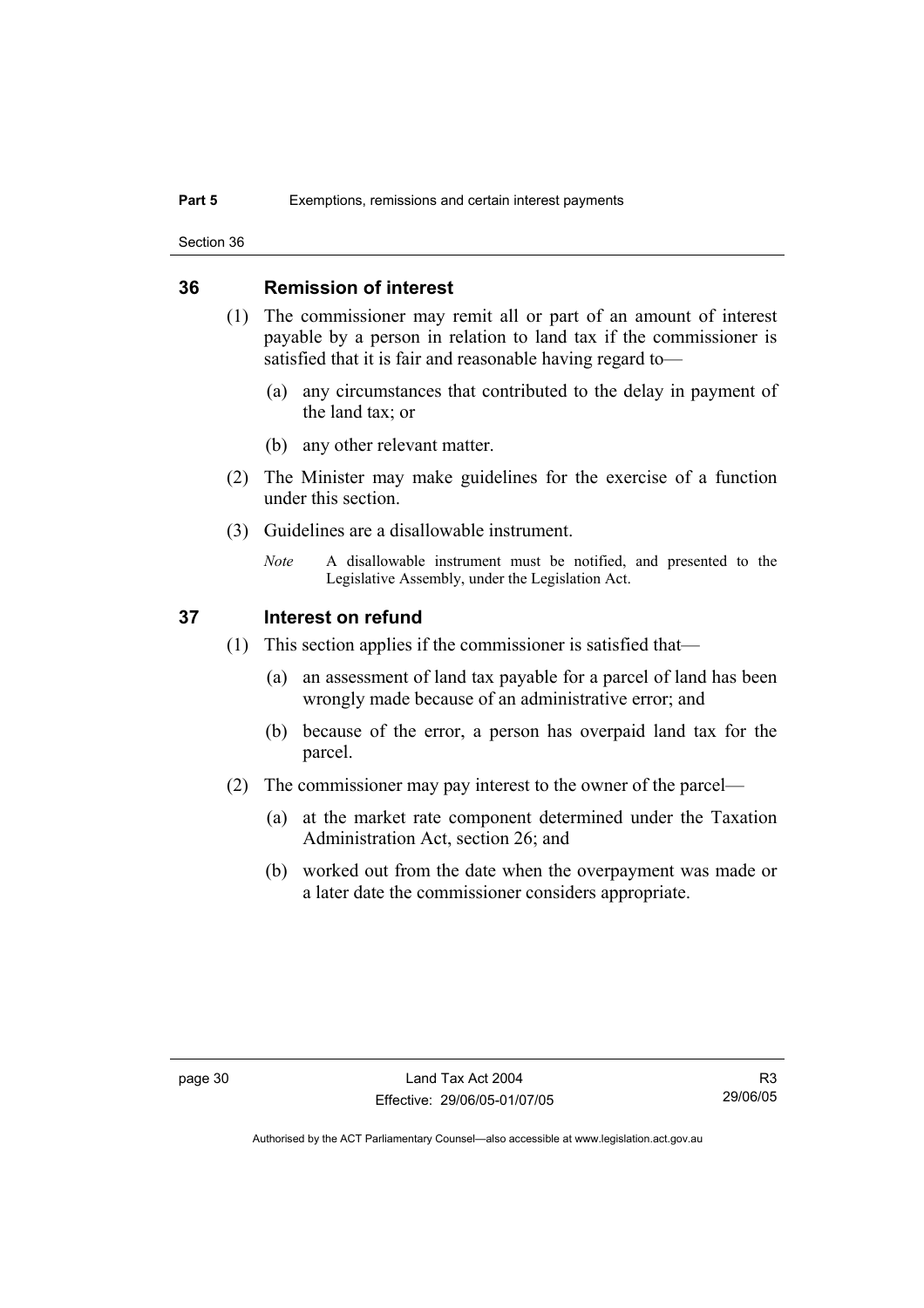## 36 Remission of interest

(1) The commissioner may remit all or part of an amount of interest payable by a person in relation to land tax if the commissioner is satisfied that it is fair and reasonable having regard to—

(a) any circumstances that contributed to the delay in payment of the land tax; or

(b) any other relevant matter.

(2) The Minister may make guidelines for the exercise of a function under this section.

(3) Guidelines are a disallowable instrument.

*Note* A disallowable instrument must be notified, and presented to the Legislative Assembly, under the Legislation Act.

## 37 Interest on refund

(1) This section applies if the commissioner is satisfied that—

(a) an assessment of land tax payable for a parcel of land has been wrongly made because of an administrative error; and

(b) because of the error, a person has overpaid land tax for the parcel.

(2) The commissioner may pay interest to the owner of the parcel—

(a) at the market rate component determined under the Taxation Administration Act, section 26; and

(b) worked out from the date when the overpayment was made or a later date the commissioner considers appropriate.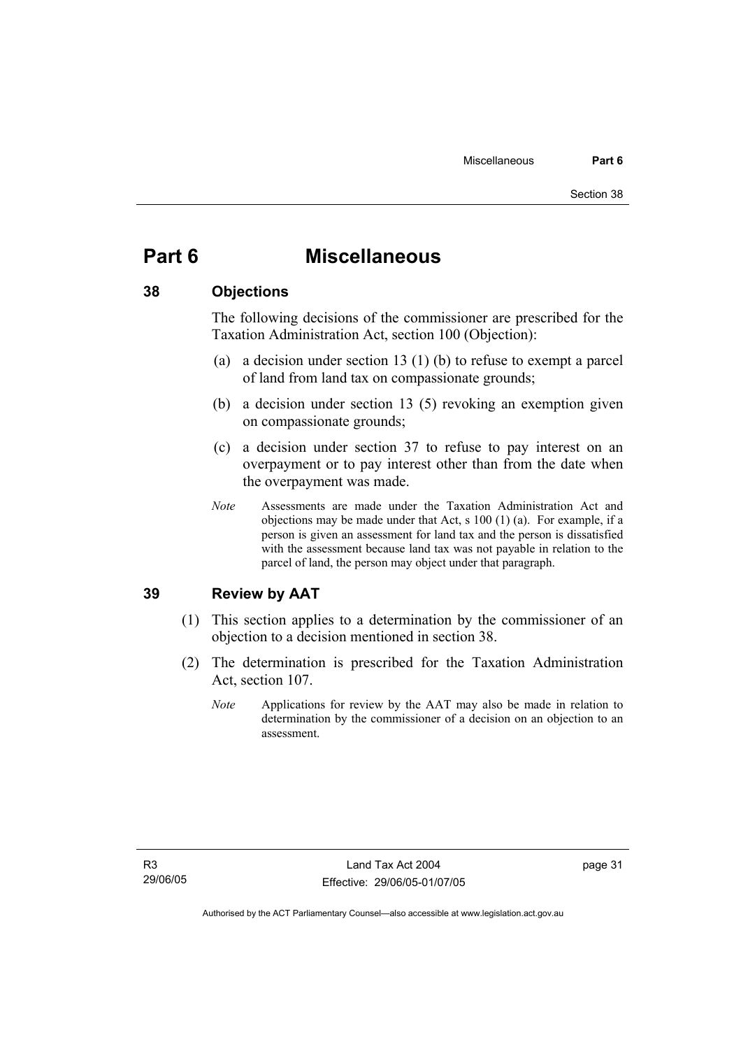# Part 6 Miscellaneous

## 38 Objections

The following decisions of the commissioner are prescribed for the Taxation Administration Act, section 100 (Objection):

(a) a decision under section 13 (1) (b) to refuse to exempt a parcel of land from land tax on compassionate grounds;

(b) a decision under section 13 (5) revoking an exemption given on compassionate grounds;

(c) a decision under section 37 to refuse to pay interest on an overpayment or to pay interest other than from the date when the overpayment was made.

*Note* Assessments are made under the Taxation Administration Act and objections may be made under that Act, s 100 (1) (a). For example, if a person is given an assessment for land tax and the person is dissatisfied with the assessment because land tax was not payable in relation to the parcel of land, the person may object under that paragraph.

## 39 Review by AAT

(1) This section applies to a determination by the commissioner of an objection to a decision mentioned in section 38.

(2) The determination is prescribed for the Taxation Administration Act, section 107.

*Note* Applications for review by the AAT may also be made in relation to determination by the commissioner of a decision on an objection to an assessment.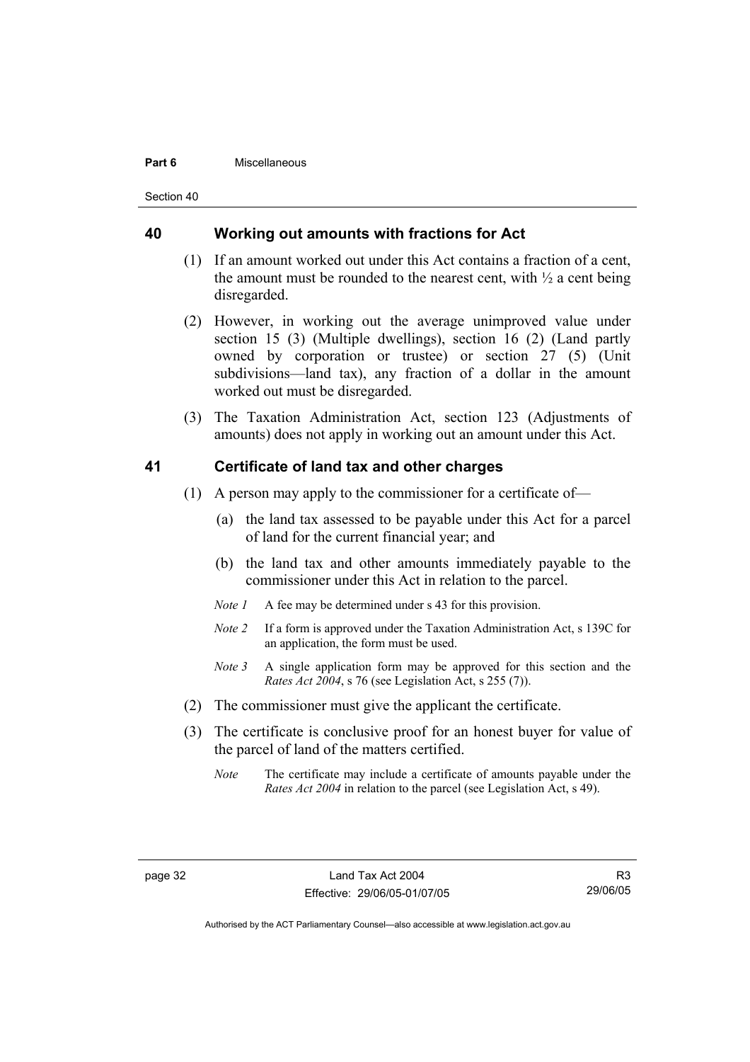## 40 Working out amounts with fractions for Act

(1) If an amount worked out under this Act contains a fraction of a cent, the amount must be rounded to the nearest cent, with ½ a cent being disregarded.

(2) However, in working out the average unimproved value under section 15 (3) (Multiple dwellings), section 16 (2) (Land partly owned by corporation or trustee) or section 27 (5) (Unit subdivisions—land tax), any fraction of a dollar in the amount worked out must be disregarded.

(3) The Taxation Administration Act, section 123 (Adjustments of amounts) does not apply in working out an amount under this Act.

## 41 Certificate of land tax and other charges

(1) A person may apply to the commissioner for a certificate of—

(a) the land tax assessed to be payable under this Act for a parcel of land for the current financial year; and

(b) the land tax and other amounts immediately payable to the commissioner under this Act in relation to the parcel.

*Note 1* A fee may be determined under s 43 for this provision.

*Note 2* If a form is approved under the Taxation Administration Act, s 139C for an application, the form must be used.

*Note 3* A single application form may be approved for this section and the *Rates Act 2004*, s 76 (see Legislation Act, s 255 (7)).

(2) The commissioner must give the applicant the certificate.

(3) The certificate is conclusive proof for an honest buyer for value of the parcel of land of the matters certified.

*Note* The certificate may include a certificate of amounts payable under the *Rates Act 2004* in relation to the parcel (see Legislation Act, s 49).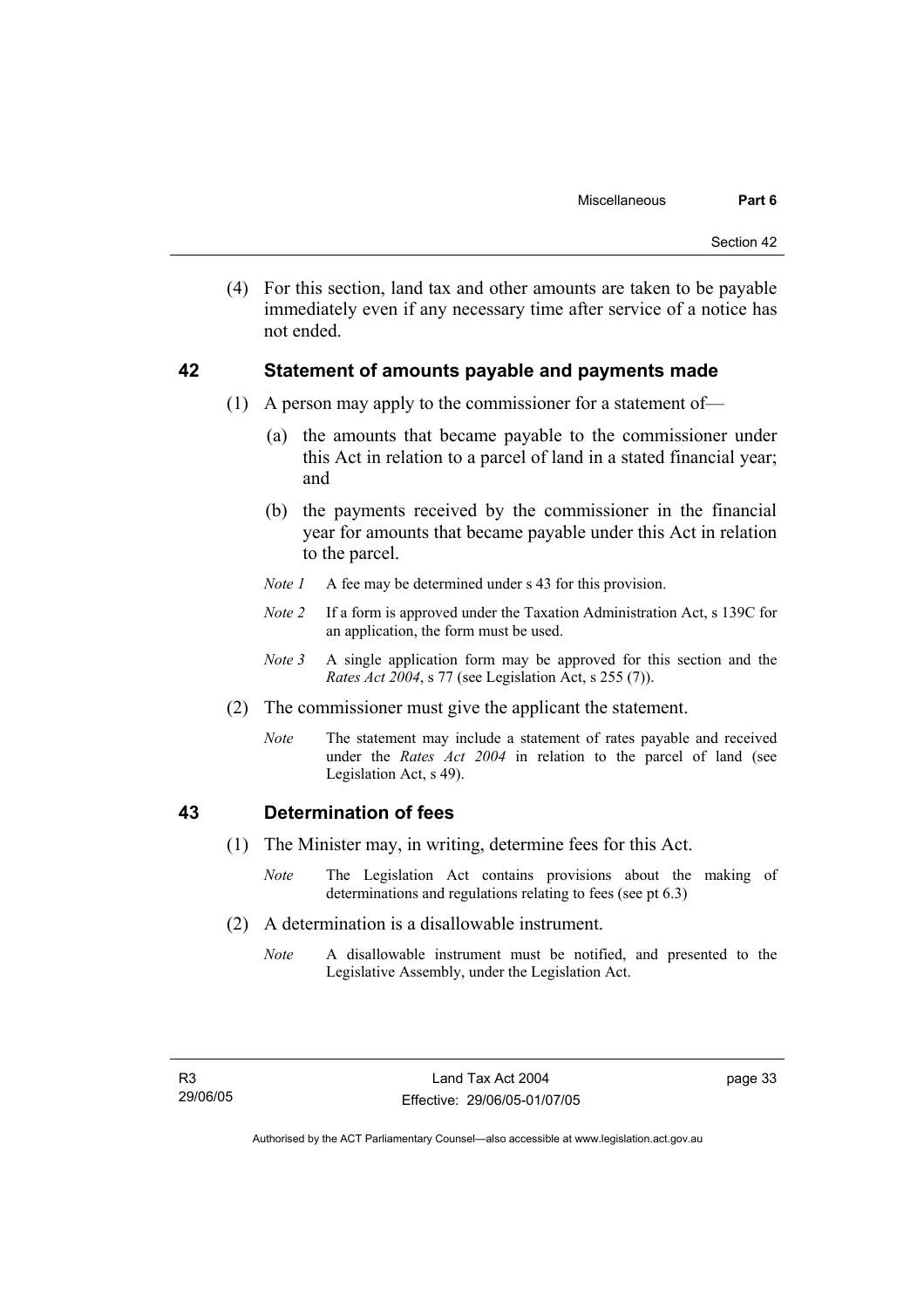(4) For this section, land tax and other amounts are taken to be payable immediately even if any necessary time after service of a notice has not ended.

## 42 Statement of amounts payable and payments made

(1) A person may apply to the commissioner for a statement of—

(a) the amounts that became payable to the commissioner under this Act in relation to a parcel of land in a stated financial year; and

(b) the payments received by the commissioner in the financial year for amounts that became payable under this Act in relation to the parcel.

*Note 1* A fee may be determined under s 43 for this provision.

*Note 2* If a form is approved under the Taxation Administration Act, s 139C for an application, the form must be used.

*Note 3* A single application form may be approved for this section and the *Rates Act 2004*, s 77 (see Legislation Act, s 255 (7)).

(2) The commissioner must give the applicant the statement.

*Note* The statement may include a statement of rates payable and received under the *Rates Act 2004* in relation to the parcel of land (see Legislation Act, s 49).

## 43 Determination of fees

(1) The Minister may, in writing, determine fees for this Act.

*Note* The Legislation Act contains provisions about the making of determinations and regulations relating to fees (see pt 6.3)

(2) A determination is a disallowable instrument.

*Note* A disallowable instrument must be notified, and presented to the Legislative Assembly, under the Legislation Act.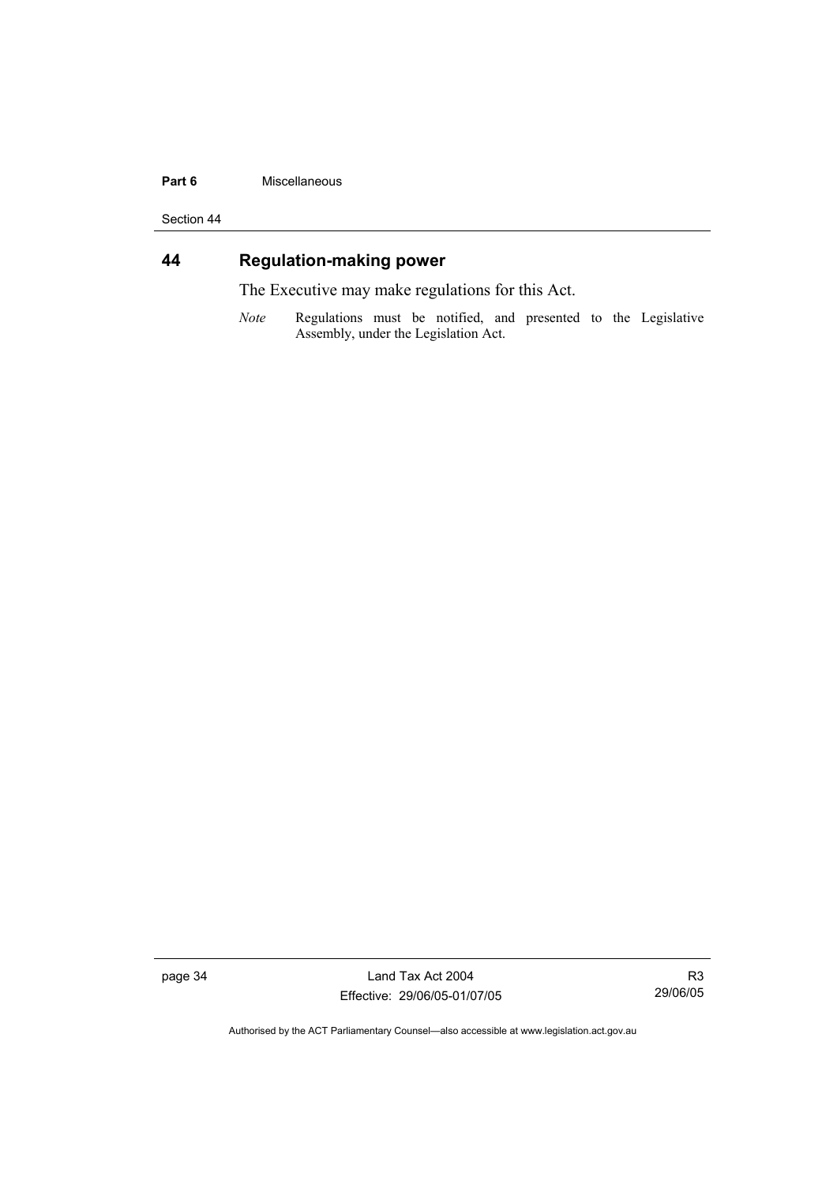## 44 Regulation-making power

The Executive may make regulations for this Act.

*Note* Regulations must be notified, and presented to the Legislative Assembly, under the Legislation Act.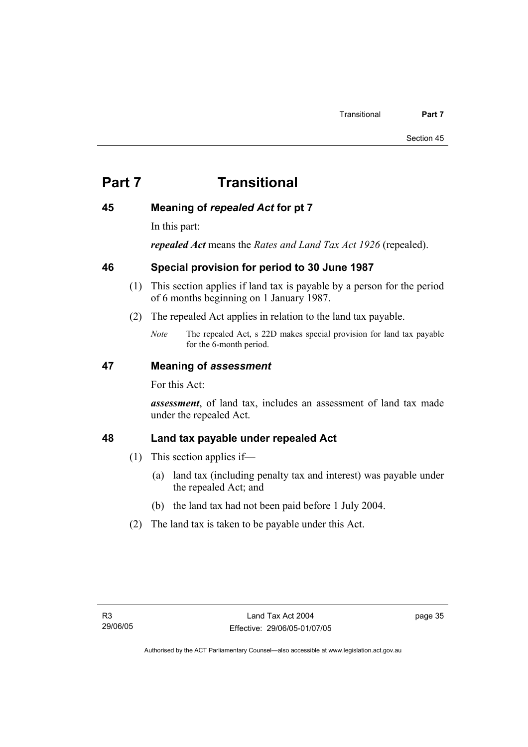# Part 7 Transitional

## 45 Meaning of *repealed Act* for pt 7

In this part:

***repealed Act*** means the *Rates and Land Tax Act 1926* (repealed).

## 46 Special provision for period to 30 June 1987

(1) This section applies if land tax is payable by a person for the period of 6 months beginning on 1 January 1987.

(2) The repealed Act applies in relation to the land tax payable.

*Note* The repealed Act, s 22D makes special provision for land tax payable for the 6-month period.

## 47 Meaning of *assessment*

For this Act:

***assessment***, of land tax, includes an assessment of land tax made under the repealed Act.

## 48 Land tax payable under repealed Act

(1) This section applies if—

(a) land tax (including penalty tax and interest) was payable under the repealed Act; and

(b) the land tax had not been paid before 1 July 2004.

(2) The land tax is taken to be payable under this Act.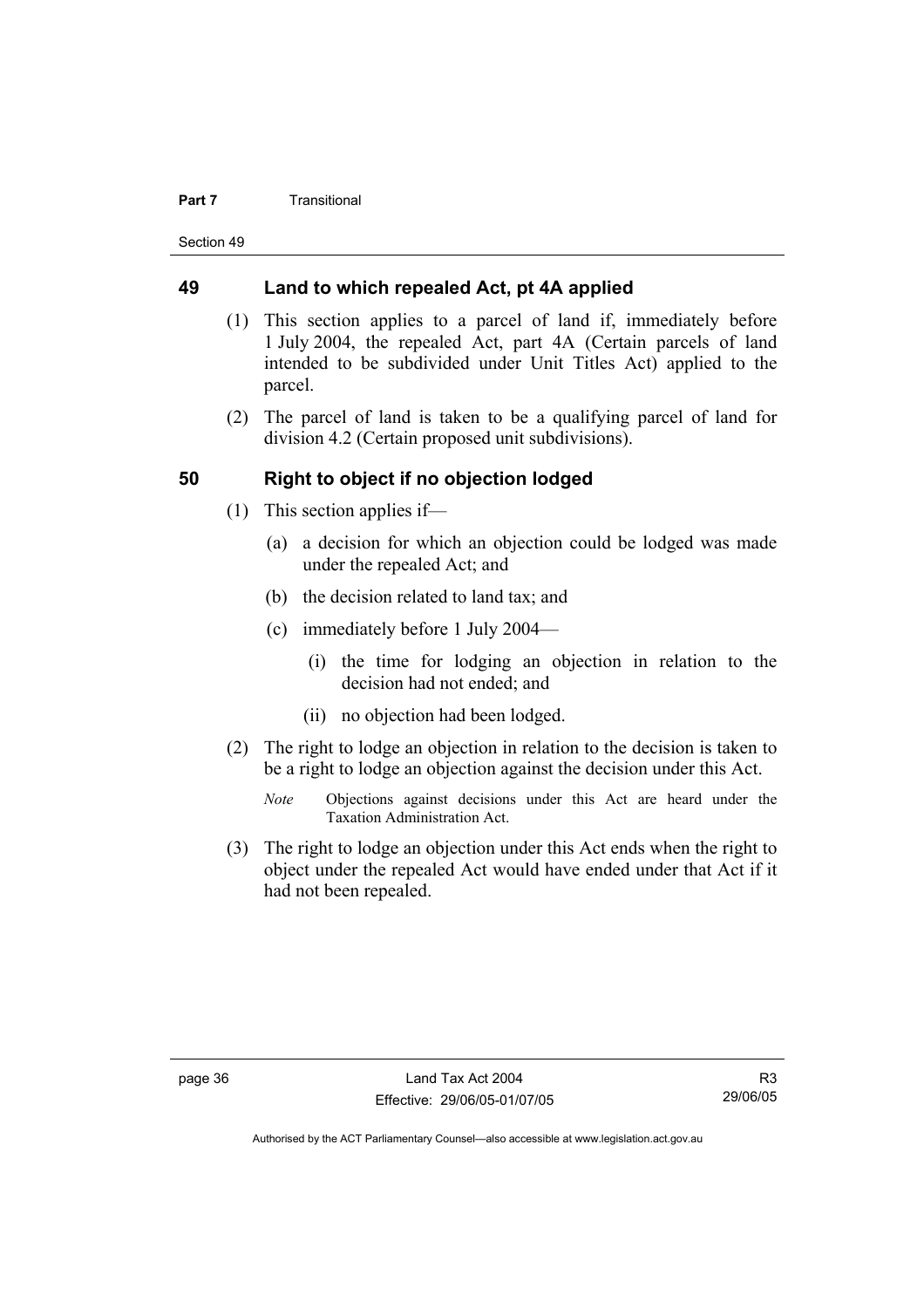## 49 Land to which repealed Act, pt 4A applied

(1) This section applies to a parcel of land if, immediately before 1 July 2004, the repealed Act, part 4A (Certain parcels of land intended to be subdivided under Unit Titles Act) applied to the parcel.

(2) The parcel of land is taken to be a qualifying parcel of land for division 4.2 (Certain proposed unit subdivisions).

## 50 Right to object if no objection lodged

(1) This section applies if—

(a) a decision for which an objection could be lodged was made under the repealed Act; and

(b) the decision related to land tax; and

(c) immediately before 1 July 2004—

(i) the time for lodging an objection in relation to the decision had not ended; and

(ii) no objection had been lodged.

(2) The right to lodge an objection in relation to the decision is taken to be a right to lodge an objection against the decision under this Act.

*Note* Objections against decisions under this Act are heard under the Taxation Administration Act.

(3) The right to lodge an objection under this Act ends when the right to object under the repealed Act would have ended under that Act if it had not been repealed.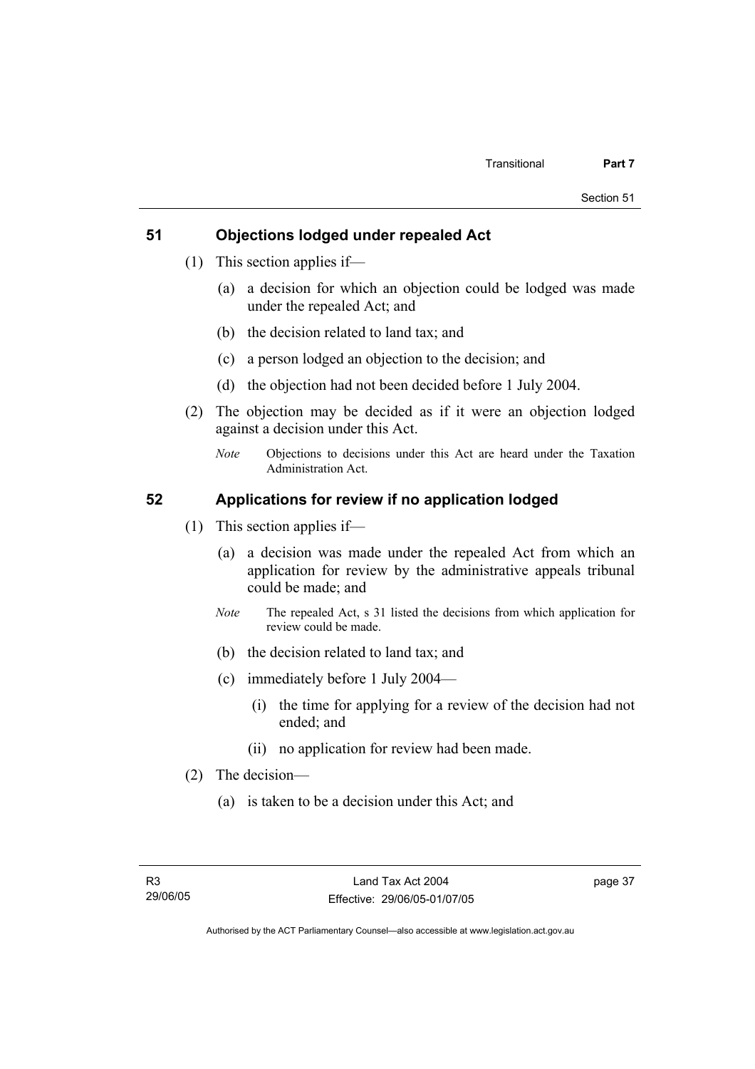## 51 Objections lodged under repealed Act

(1) This section applies if—

(a) a decision for which an objection could be lodged was made under the repealed Act; and

(b) the decision related to land tax; and

(c) a person lodged an objection to the decision; and

(d) the objection had not been decided before 1 July 2004.

(2) The objection may be decided as if it were an objection lodged against a decision under this Act.

*Note* Objections to decisions under this Act are heard under the Taxation Administration Act.

## 52 Applications for review if no application lodged

(1) This section applies if—

(a) a decision was made under the repealed Act from which an application for review by the administrative appeals tribunal could be made; and

*Note* The repealed Act, s 31 listed the decisions from which application for review could be made.

(b) the decision related to land tax; and

(c) immediately before 1 July 2004—

(i) the time for applying for a review of the decision had not ended; and

(ii) no application for review had been made.

(2) The decision—

(a) is taken to be a decision under this Act; and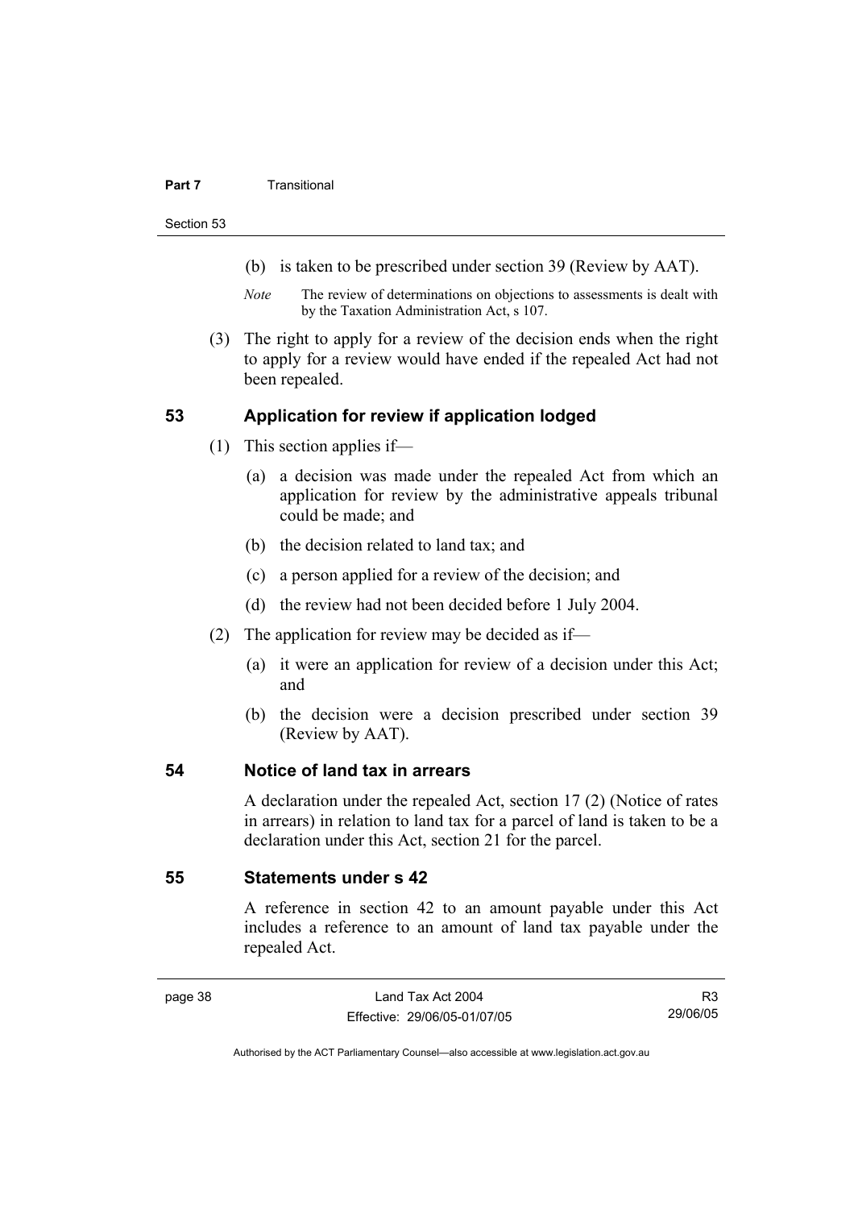(b) is taken to be prescribed under section 39 (Review by AAT).

*Note* The review of determinations on objections to assessments is dealt with by the Taxation Administration Act, s 107.

(3) The right to apply for a review of the decision ends when the right to apply for a review would have ended if the repealed Act had not been repealed.

## 53 Application for review if application lodged

(1) This section applies if—

(a) a decision was made under the repealed Act from which an application for review by the administrative appeals tribunal could be made; and

(b) the decision related to land tax; and

(c) a person applied for a review of the decision; and

(d) the review had not been decided before 1 July 2004.

(2) The application for review may be decided as if—

(a) it were an application for review of a decision under this Act; and

(b) the decision were a decision prescribed under section 39 (Review by AAT).

## 54 Notice of land tax in arrears

A declaration under the repealed Act, section 17 (2) (Notice of rates in arrears) in relation to land tax for a parcel of land is taken to be a declaration under this Act, section 21 for the parcel.

## 55 Statements under s 42

A reference in section 42 to an amount payable under this Act includes a reference to an amount of land tax payable under the repealed Act.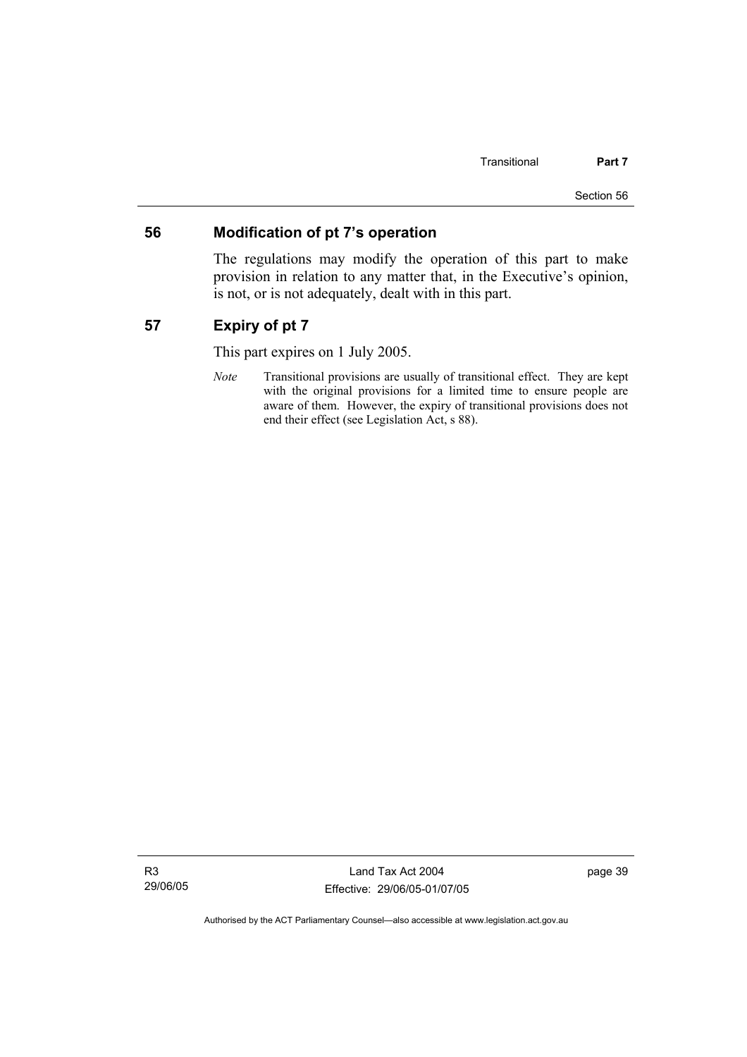## 56 Modification of pt 7's operation

The regulations may modify the operation of this part to make provision in relation to any matter that, in the Executive's opinion, is not, or is not adequately, dealt with in this part.

## 57 Expiry of pt 7

This part expires on 1 July 2005.

*Note* Transitional provisions are usually of transitional effect. They are kept with the original provisions for a limited time to ensure people are aware of them. However, the expiry of transitional provisions does not end their effect (see Legislation Act, s 88).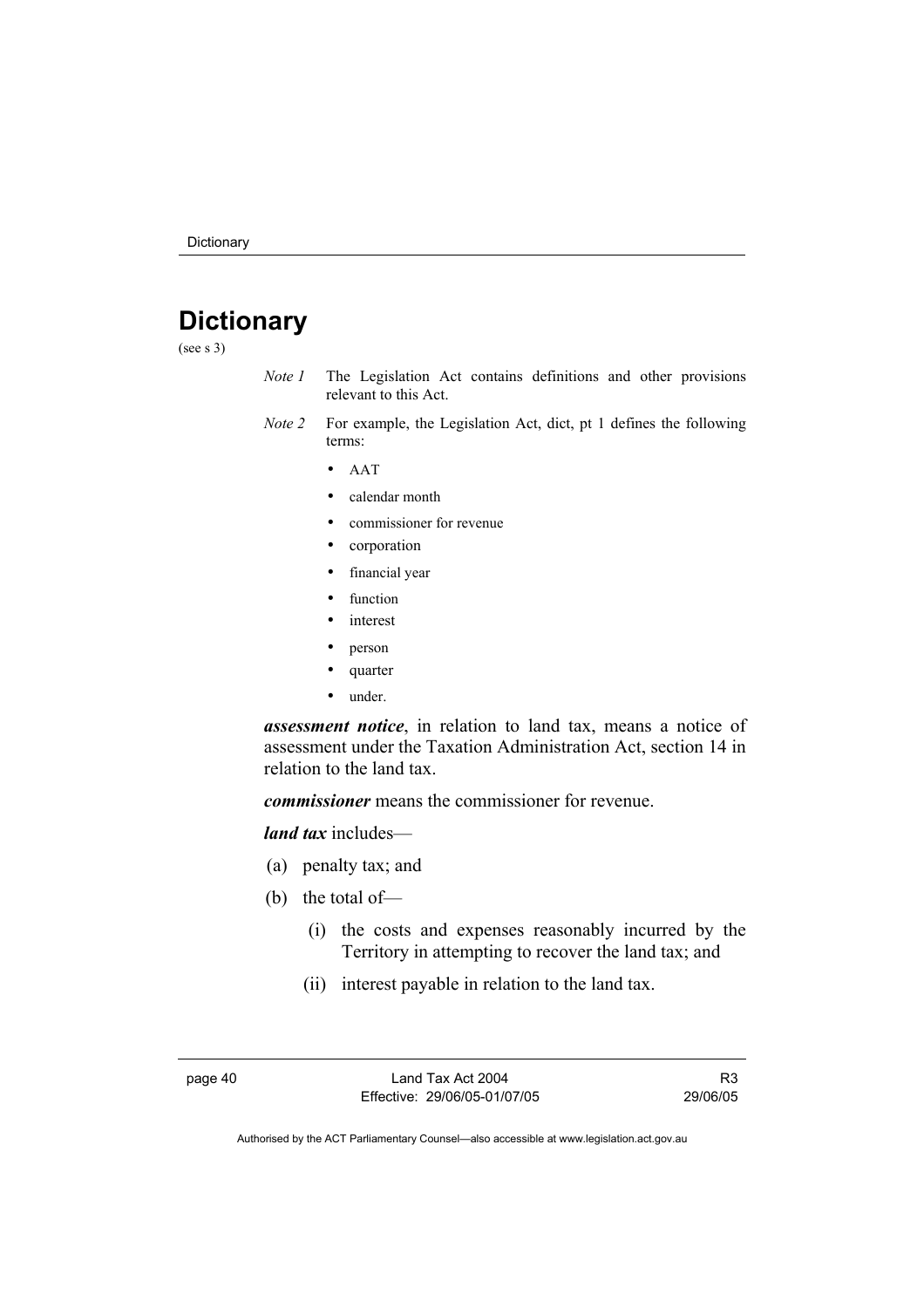# Dictionary

(see s 3)

*Note 1* The Legislation Act contains definitions and other provisions relevant to this Act.

*Note 2* For example, the Legislation Act, dict, pt 1 defines the following terms:

- AAT
- calendar month
- commissioner for revenue
- corporation
- financial year
- function
- interest
- person
- quarter
- under.

***assessment notice***, in relation to land tax, means a notice of assessment under the Taxation Administration Act, section 14 in relation to the land tax.

***commissioner*** means the commissioner for revenue.

***land tax*** includes—

(a) penalty tax; and

(b) the total of—

 (i) the costs and expenses reasonably incurred by the Territory in attempting to recover the land tax; and

 (ii) interest payable in relation to the land tax.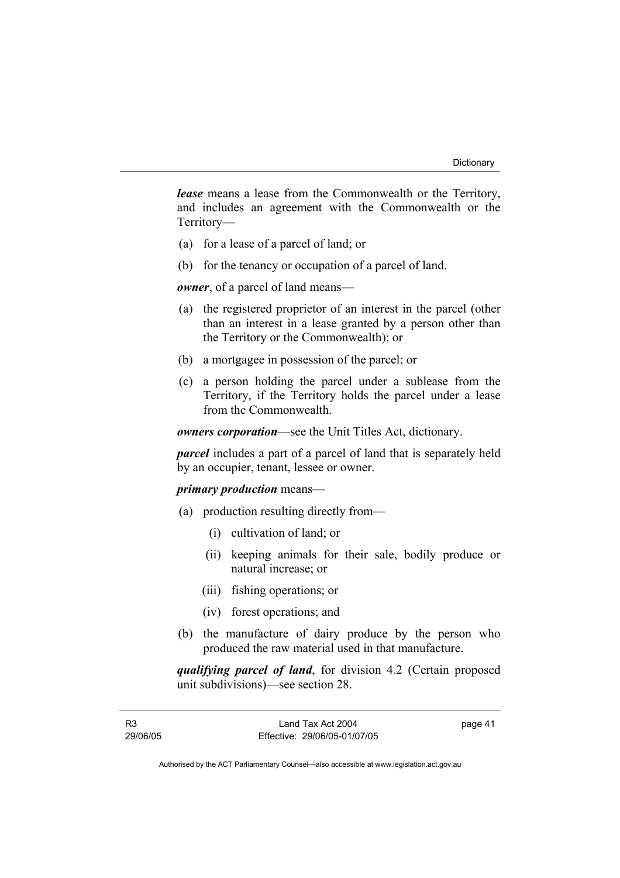***lease*** means a lease from the Commonwealth or the Territory, and includes an agreement with the Commonwealth or the Territory—

(a) for a lease of a parcel of land; or

(b) for the tenancy or occupation of a parcel of land.

***owner***, of a parcel of land means—

(a) the registered proprietor of an interest in the parcel (other than an interest in a lease granted by a person other than the Territory or the Commonwealth); or

(b) a mortgagee in possession of the parcel; or

(c) a person holding the parcel under a sublease from the Territory, if the Territory holds the parcel under a lease from the Commonwealth.

***owners corporation***—see the Unit Titles Act, dictionary.

***parcel*** includes a part of a parcel of land that is separately held by an occupier, tenant, lessee or owner.

***primary production*** means—

(a) production resulting directly from—

  (i) cultivation of land; or

  (ii) keeping animals for their sale, bodily produce or natural increase; or

  (iii) fishing operations; or

  (iv) forest operations; and

(b) the manufacture of dairy produce by the person who produced the raw material used in that manufacture.

***qualifying parcel of land***, for division 4.2 (Certain proposed unit subdivisions)—see section 28.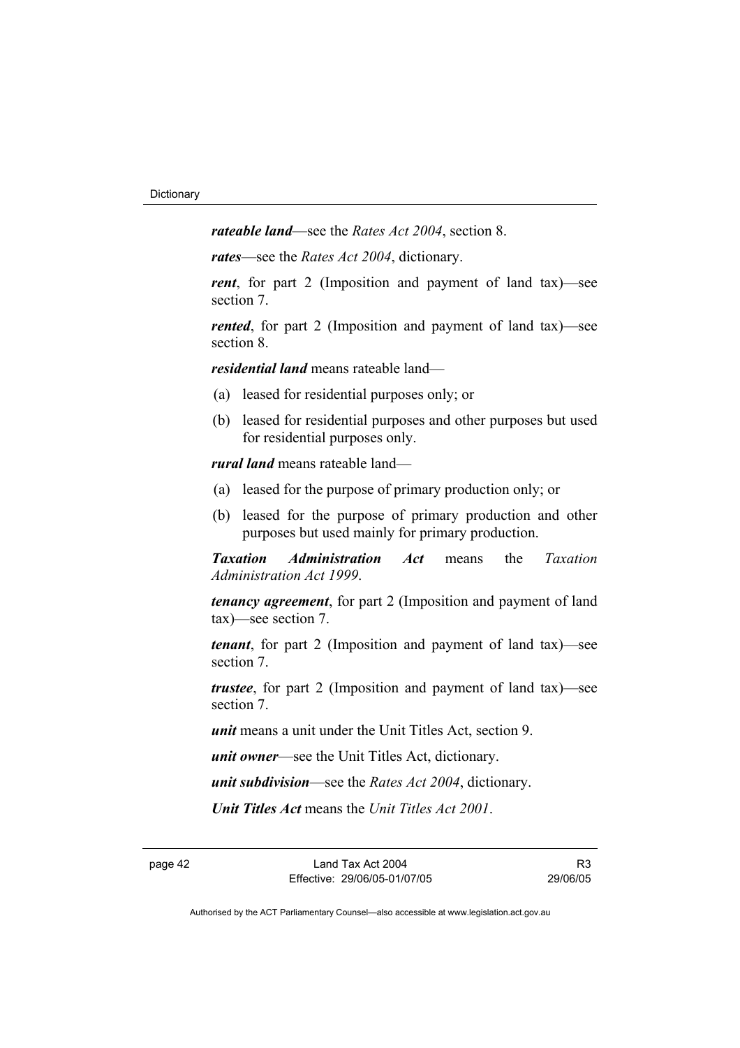***rateable land***—see the *Rates Act 2004*, section 8.

***rates***—see the *Rates Act 2004*, dictionary.

***rent***, for part 2 (Imposition and payment of land tax)—see section 7.

***rented***, for part 2 (Imposition and payment of land tax)—see section 8.

***residential land*** means rateable land—

(a) leased for residential purposes only; or

(b) leased for residential purposes and other purposes but used for residential purposes only.

***rural land*** means rateable land—

(a) leased for the purpose of primary production only; or

(b) leased for the purpose of primary production and other purposes but used mainly for primary production.

***Taxation Administration Act*** means the *Taxation Administration Act 1999*.

***tenancy agreement***, for part 2 (Imposition and payment of land tax)—see section 7.

***tenant***, for part 2 (Imposition and payment of land tax)—see section 7.

***trustee***, for part 2 (Imposition and payment of land tax)—see section 7.

***unit*** means a unit under the Unit Titles Act, section 9.

***unit owner***—see the Unit Titles Act, dictionary.

***unit subdivision***—see the *Rates Act 2004*, dictionary.

***Unit Titles Act*** means the *Unit Titles Act 2001*.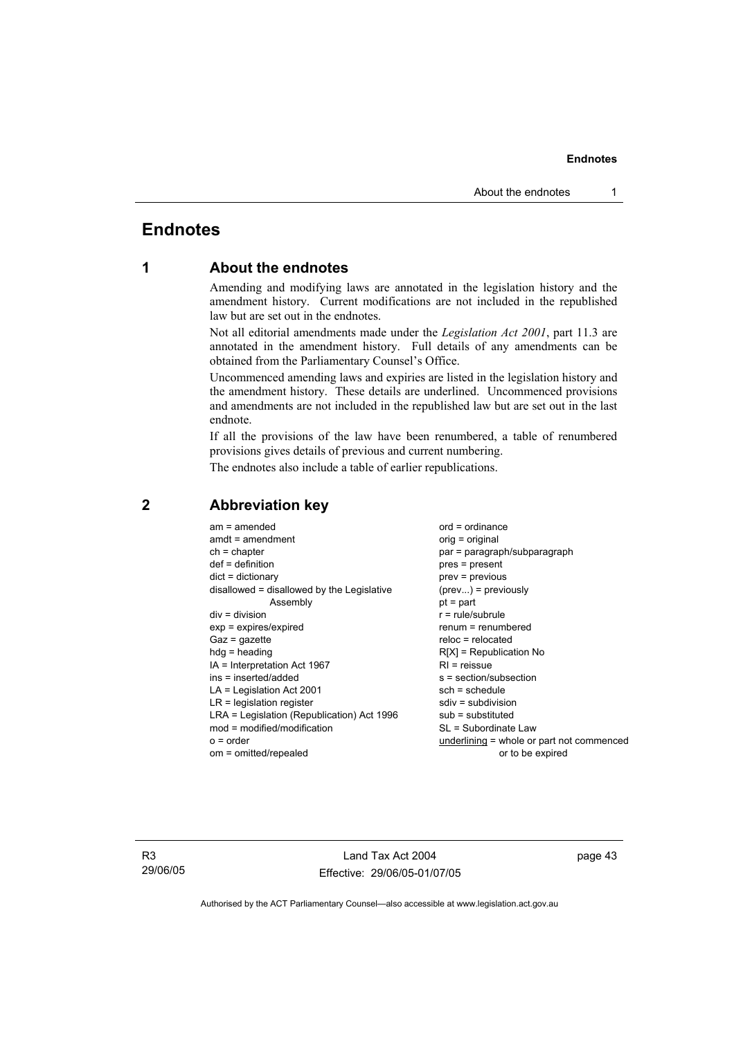# Endnotes

## 1 About the endnotes

Amending and modifying laws are annotated in the legislation history and the amendment history. Current modifications are not included in the republished law but are set out in the endnotes.

Not all editorial amendments made under the *Legislation Act 2001*, part 11.3 are annotated in the amendment history. Full details of any amendments can be obtained from the Parliamentary Counsel's Office.

Uncommenced amending laws and expiries are listed in the legislation history and the amendment history. These details are underlined. Uncommenced provisions and amendments are not included in the republished law but are set out in the last endnote.

If all the provisions of the law have been renumbered, a table of renumbered provisions gives details of previous and current numbering.

The endnotes also include a table of earlier republications.

## 2 Abbreviation key

am = amended
amdt = amendment
ch = chapter
def = definition
dict = dictionary
disallowed = disallowed by the Legislative Assembly
div = division
exp = expires/expired
Gaz = gazette
hdg = heading
IA = Interpretation Act 1967
ins = inserted/added
LA = Legislation Act 2001
LR = legislation register
LRA = Legislation (Republication) Act 1996
mod = modified/modification
o = order
om = omitted/repealed
ord = ordinance
orig = original
par = paragraph/subparagraph
pres = present
prev = previous
(prev...) = previously
pt = part
r = rule/subrule
renum = renumbered
reloc = relocated
R[X] = Republication No
RI = reissue
s = section/subsection
sch = schedule
sdiv = subdivision
sub = substituted
SL = Subordinate Law
<u>underlining</u> = whole or part not commenced or to be expired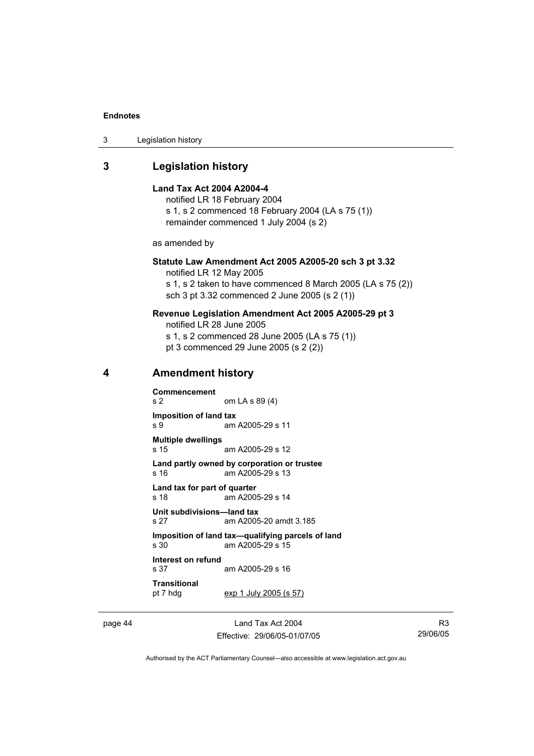## 3 Legislation history

**Land Tax Act 2004 A2004-4**
notified LR 18 February 2004
s 1, s 2 commenced 18 February 2004 (LA s 75 (1))
remainder commenced 1 July 2004 (s 2)

as amended by

**Statute Law Amendment Act 2005 A2005-20 sch 3 pt 3.32**
notified LR 12 May 2005
s 1, s 2 taken to have commenced 8 March 2005 (LA s 75 (2))
sch 3 pt 3.32 commenced 2 June 2005 (s 2 (1))

**Revenue Legislation Amendment Act 2005 A2005-29 pt 3**
notified LR 28 June 2005
s 1, s 2 commenced 28 June 2005 (LA s 75 (1))
pt 3 commenced 29 June 2005 (s 2 (2))

## 4 Amendment history

**Commencement**
s 2 om LA s 89 (4)

**Imposition of land tax**
s 9 am A2005-29 s 11

**Multiple dwellings**
s 15 am A2005-29 s 12

**Land partly owned by corporation or trustee**
s 16 am A2005-29 s 13

**Land tax for part of quarter**
s 18 am A2005-29 s 14

**Unit subdivisions—land tax**
s 27 am A2005-20 amdt 3.185

**Imposition of land tax—qualifying parcels of land**
s 30 am A2005-29 s 15

**Interest on refund**
s 37 am A2005-29 s 16

**Transitional**
pt 7 hdg exp 1 July 2005 (s 57)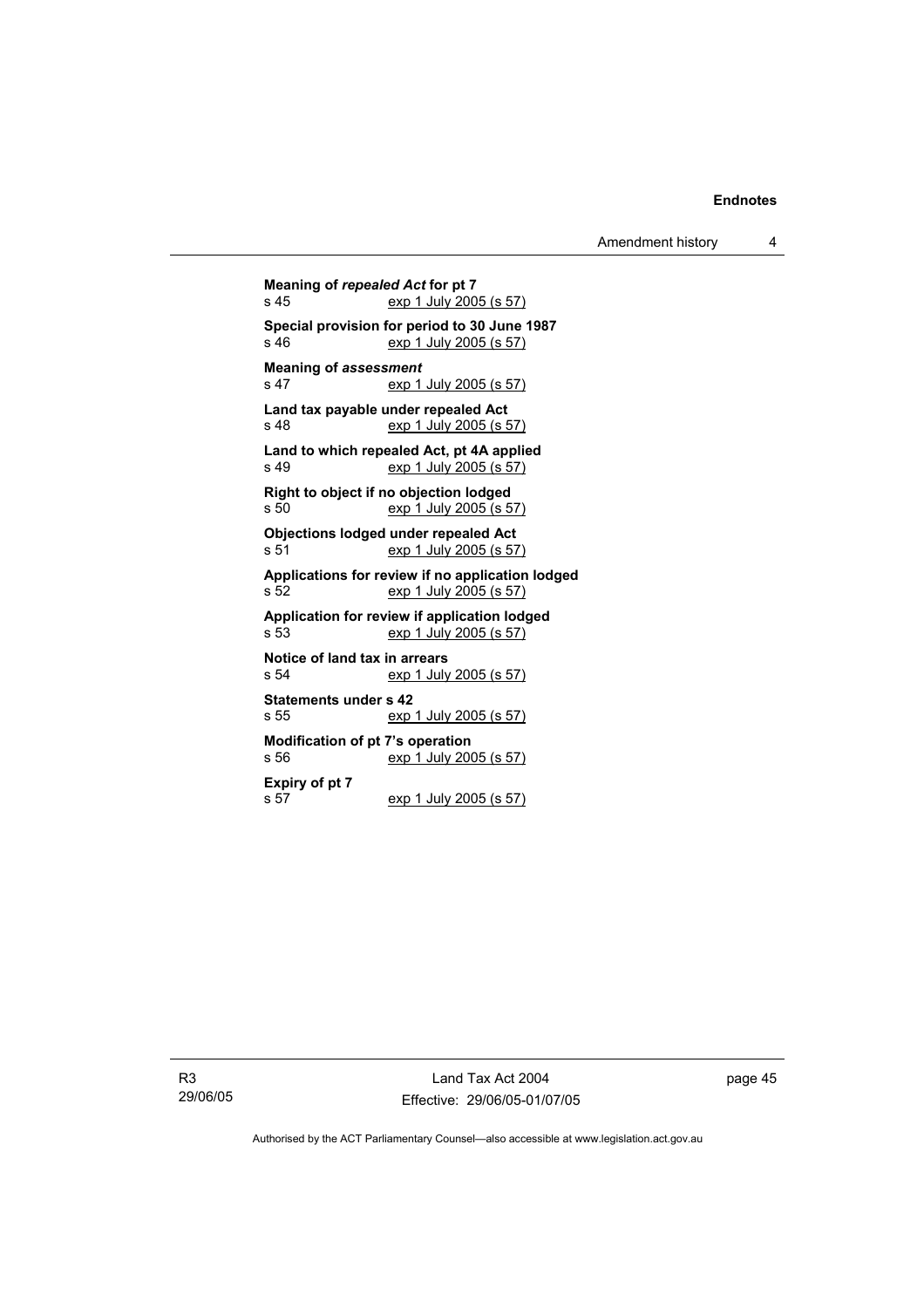**Meaning of *repealed Act* for pt 7**
s 45 exp 1 July 2005 (s 57)

**Special provision for period to 30 June 1987**
s 46 exp 1 July 2005 (s 57)

**Meaning of *assessment***
s 47 exp 1 July 2005 (s 57)

**Land tax payable under repealed Act**
s 48 exp 1 July 2005 (s 57)

**Land to which repealed Act, pt 4A applied**
s 49 exp 1 July 2005 (s 57)

**Right to object if no objection lodged**
s 50 exp 1 July 2005 (s 57)

**Objections lodged under repealed Act**
s 51 exp 1 July 2005 (s 57)

**Applications for review if no application lodged**
s 52 exp 1 July 2005 (s 57)

**Application for review if application lodged**
s 53 exp 1 July 2005 (s 57)

**Notice of land tax in arrears**
s 54 exp 1 July 2005 (s 57)

**Statements under s 42**
s 55 exp 1 July 2005 (s 57)

**Modification of pt 7's operation**
s 56 exp 1 July 2005 (s 57)

**Expiry of pt 7**
s 57 exp 1 July 2005 (s 57)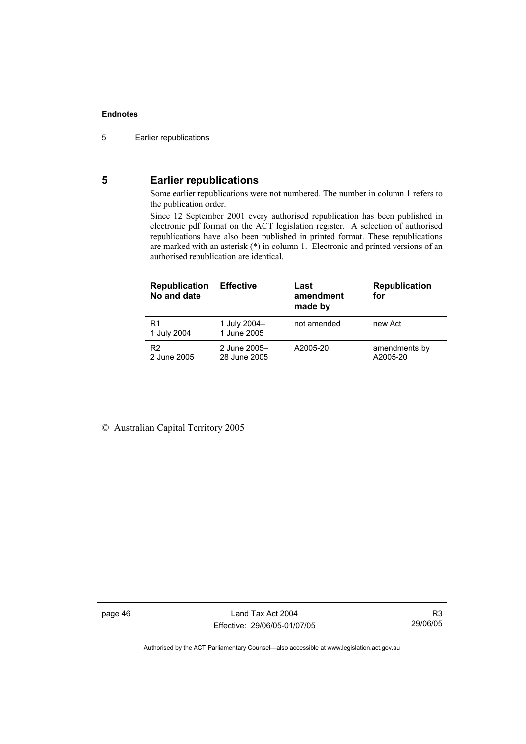## 5 Earlier republications

Some earlier republications were not numbered. The number in column 1 refers to the publication order.

Since 12 September 2001 every authorised republication has been published in electronic pdf format on the ACT legislation register. A selection of authorised republications have also been published in printed format. These republications are marked with an asterisk (*) in column 1. Electronic and printed versions of an authorised republication are identical.

| Republication No and date | Effective | Last amendment made by | Republication for |
|---|---|---|---|
| R1 1 July 2004 | 1 July 2004– 1 June 2005 | not amended | new Act |
| R2 2 June 2005 | 2 June 2005– 28 June 2005 | A2005-20 | amendments by A2005-20 |

© Australian Capital Territory 2005